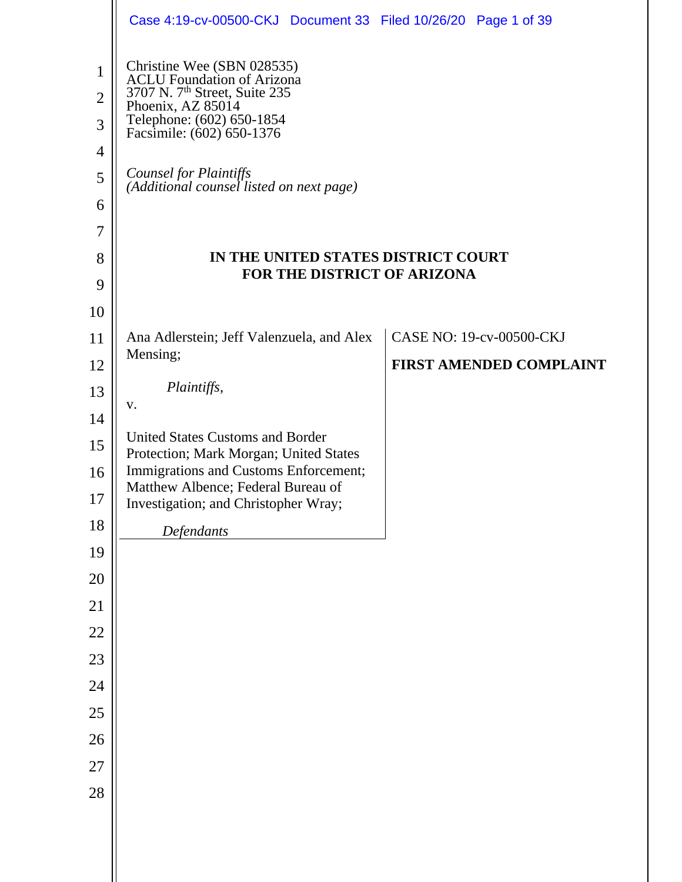Christine Wee (SBN 028535)
ACLU Foundation of Arizona
3707 N. 7th Street, Suite 235
Phoenix, AZ 85014
Telephone: (602) 650-1854
Facsimile: (602) 650-1376

*Counsel for Plaintiffs*
*(Additional counsel listed on next page)*

**IN THE UNITED STATES DISTRICT COURT**
**FOR THE DISTRICT OF ARIZONA**

Ana Adlerstein; Jeff Valenzuela, and Alex Mensing;

*Plaintiffs,*

v.

United States Customs and Border Protection; Mark Morgan; United States Immigrations and Customs Enforcement; Matthew Albence; Federal Bureau of Investigation; and Christopher Wray;

*Defendants*

CASE NO: 19-cv-00500-CKJ

**FIRST AMENDED COMPLAINT**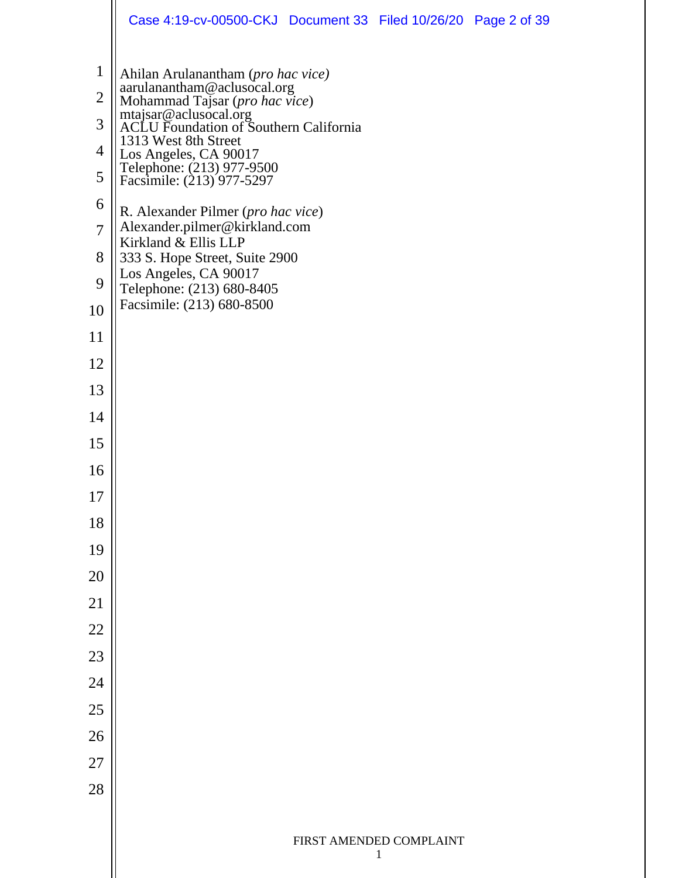Ahilan Arulanantham (*pro hac vice)*
aarulanantham@aclusocal.org
Mohammad Tajsar (*pro hac vice*)
mtajsar@aclusocal.org
ACLU Foundation of Southern California
1313 West 8th Street
Los Angeles, CA 90017
Telephone: (213) 977-9500
Facsimile: (213) 977-5297

R. Alexander Pilmer (*pro hac vice*)
Alexander.pilmer@kirkland.com
Kirkland & Ellis LLP
333 S. Hope Street, Suite 2900
Los Angeles, CA 90017
Telephone: (213) 680-8405
Facsimile: (213) 680-8500

FIRST AMENDED COMPLAINT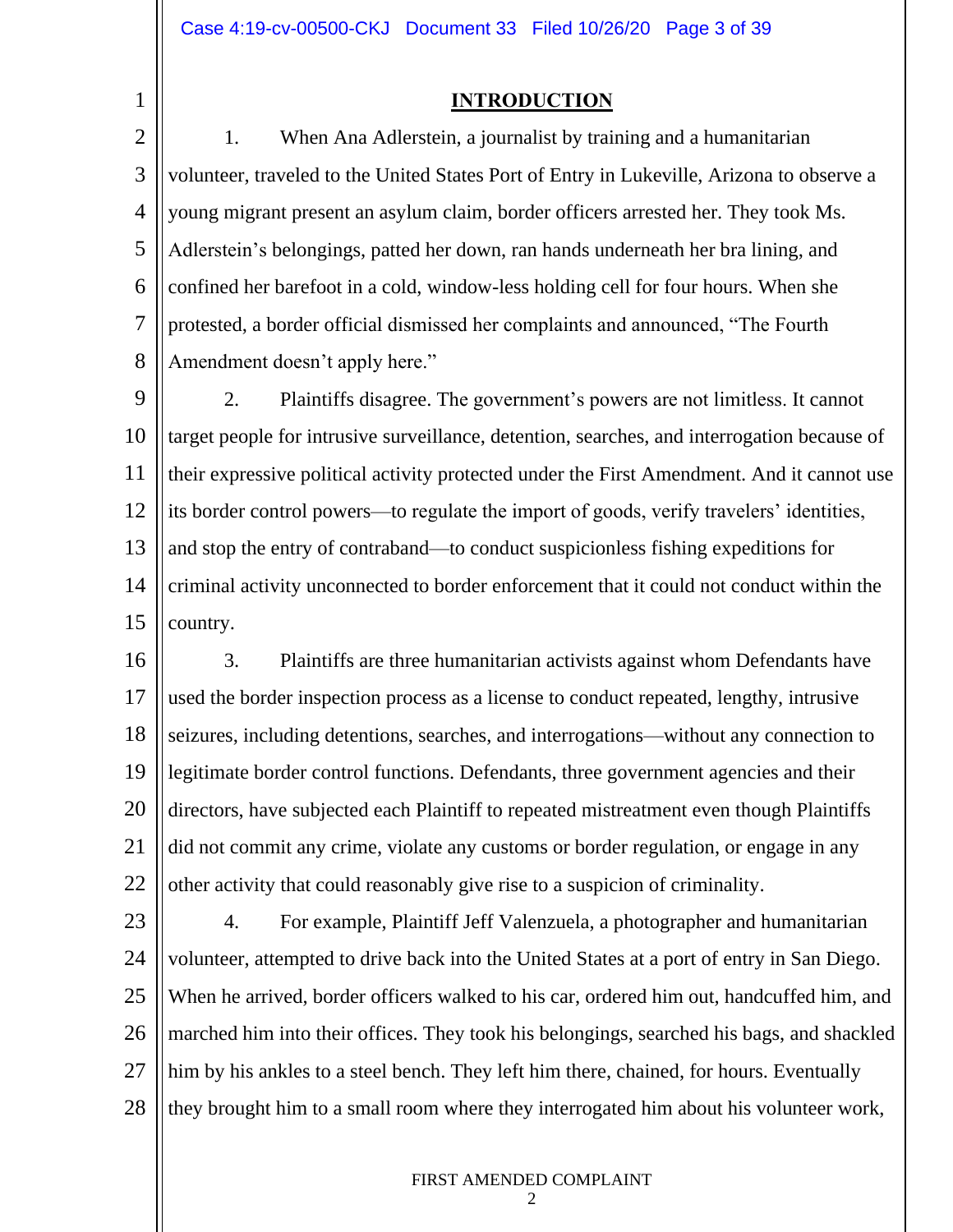## INTRODUCTION

1. When Ana Adlerstein, a journalist by training and a humanitarian volunteer, traveled to the United States Port of Entry in Lukeville, Arizona to observe a young migrant present an asylum claim, border officers arrested her. They took Ms. Adlerstein's belongings, patted her down, ran hands underneath her bra lining, and confined her barefoot in a cold, window-less holding cell for four hours. When she protested, a border official dismissed her complaints and announced, "The Fourth Amendment doesn't apply here."

2. Plaintiffs disagree. The government's powers are not limitless. It cannot target people for intrusive surveillance, detention, searches, and interrogation because of their expressive political activity protected under the First Amendment. And it cannot use its border control powers—to regulate the import of goods, verify travelers' identities, and stop the entry of contraband—to conduct suspicionless fishing expeditions for criminal activity unconnected to border enforcement that it could not conduct within the country.

3. Plaintiffs are three humanitarian activists against whom Defendants have used the border inspection process as a license to conduct repeated, lengthy, intrusive seizures, including detentions, searches, and interrogations—without any connection to legitimate border control functions. Defendants, three government agencies and their directors, have subjected each Plaintiff to repeated mistreatment even though Plaintiffs did not commit any crime, violate any customs or border regulation, or engage in any other activity that could reasonably give rise to a suspicion of criminality.

4. For example, Plaintiff Jeff Valenzuela, a photographer and humanitarian volunteer, attempted to drive back into the United States at a port of entry in San Diego. When he arrived, border officers walked to his car, ordered him out, handcuffed him, and marched him into their offices. They took his belongings, searched his bags, and shackled him by his ankles to a steel bench. They left him there, chained, for hours. Eventually they brought him to a small room where they interrogated him about his volunteer work,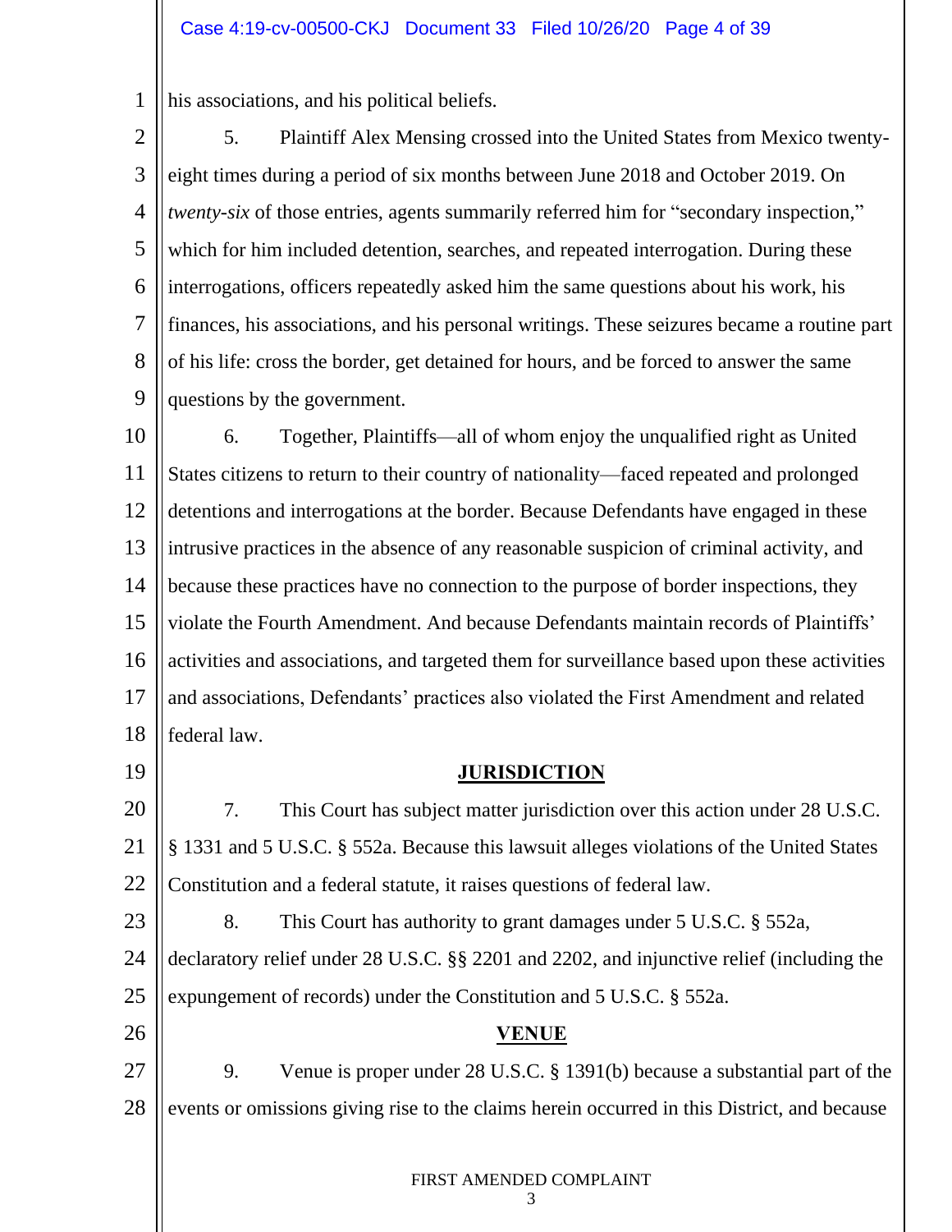his associations, and his political beliefs.

5. Plaintiff Alex Mensing crossed into the United States from Mexico twenty-eight times during a period of six months between June 2018 and October 2019. On *twenty-six* of those entries, agents summarily referred him for "secondary inspection," which for him included detention, searches, and repeated interrogation. During these interrogations, officers repeatedly asked him the same questions about his work, his finances, his associations, and his personal writings. These seizures became a routine part of his life: cross the border, get detained for hours, and be forced to answer the same questions by the government.

6. Together, Plaintiffs—all of whom enjoy the unqualified right as United States citizens to return to their country of nationality—faced repeated and prolonged detentions and interrogations at the border. Because Defendants have engaged in these intrusive practices in the absence of any reasonable suspicion of criminal activity, and because these practices have no connection to the purpose of border inspections, they violate the Fourth Amendment. And because Defendants maintain records of Plaintiffs' activities and associations, and targeted them for surveillance based upon these activities and associations, Defendants' practices also violated the First Amendment and related federal law.

## JURISDICTION

7. This Court has subject matter jurisdiction over this action under 28 U.S.C. § 1331 and 5 U.S.C. § 552a. Because this lawsuit alleges violations of the United States Constitution and a federal statute, it raises questions of federal law.

8. This Court has authority to grant damages under 5 U.S.C. § 552a, declaratory relief under 28 U.S.C. §§ 2201 and 2202, and injunctive relief (including the expungement of records) under the Constitution and 5 U.S.C. § 552a.

## VENUE

9. Venue is proper under 28 U.S.C. § 1391(b) because a substantial part of the events or omissions giving rise to the claims herein occurred in this District, and because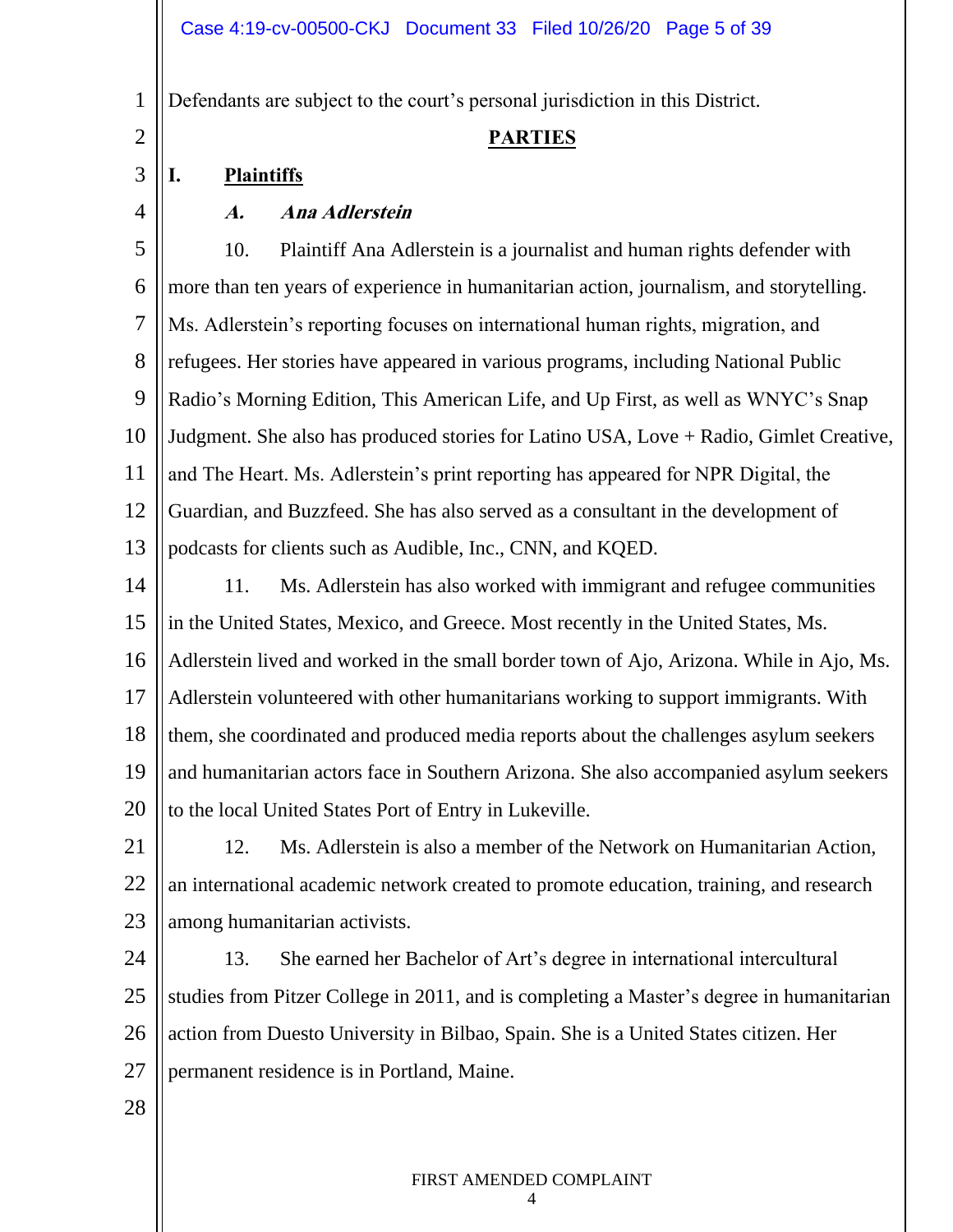Defendants are subject to the court's personal jurisdiction in this District.

## PARTIES

### I. Plaintiffs

#### *A. Ana Adlerstein*

10. Plaintiff Ana Adlerstein is a journalist and human rights defender with more than ten years of experience in humanitarian action, journalism, and storytelling. Ms. Adlerstein's reporting focuses on international human rights, migration, and refugees. Her stories have appeared in various programs, including National Public Radio's Morning Edition, This American Life, and Up First, as well as WNYC's Snap Judgment. She also has produced stories for Latino USA, Love + Radio, Gimlet Creative, and The Heart. Ms. Adlerstein's print reporting has appeared for NPR Digital, the Guardian, and Buzzfeed. She has also served as a consultant in the development of podcasts for clients such as Audible, Inc., CNN, and KQED.

11. Ms. Adlerstein has also worked with immigrant and refugee communities in the United States, Mexico, and Greece. Most recently in the United States, Ms. Adlerstein lived and worked in the small border town of Ajo, Arizona. While in Ajo, Ms. Adlerstein volunteered with other humanitarians working to support immigrants. With them, she coordinated and produced media reports about the challenges asylum seekers and humanitarian actors face in Southern Arizona. She also accompanied asylum seekers to the local United States Port of Entry in Lukeville.

12. Ms. Adlerstein is also a member of the Network on Humanitarian Action, an international academic network created to promote education, training, and research among humanitarian activists.

13. She earned her Bachelor of Art's degree in international intercultural studies from Pitzer College in 2011, and is completing a Master's degree in humanitarian action from Duesto University in Bilbao, Spain. She is a United States citizen. Her permanent residence is in Portland, Maine.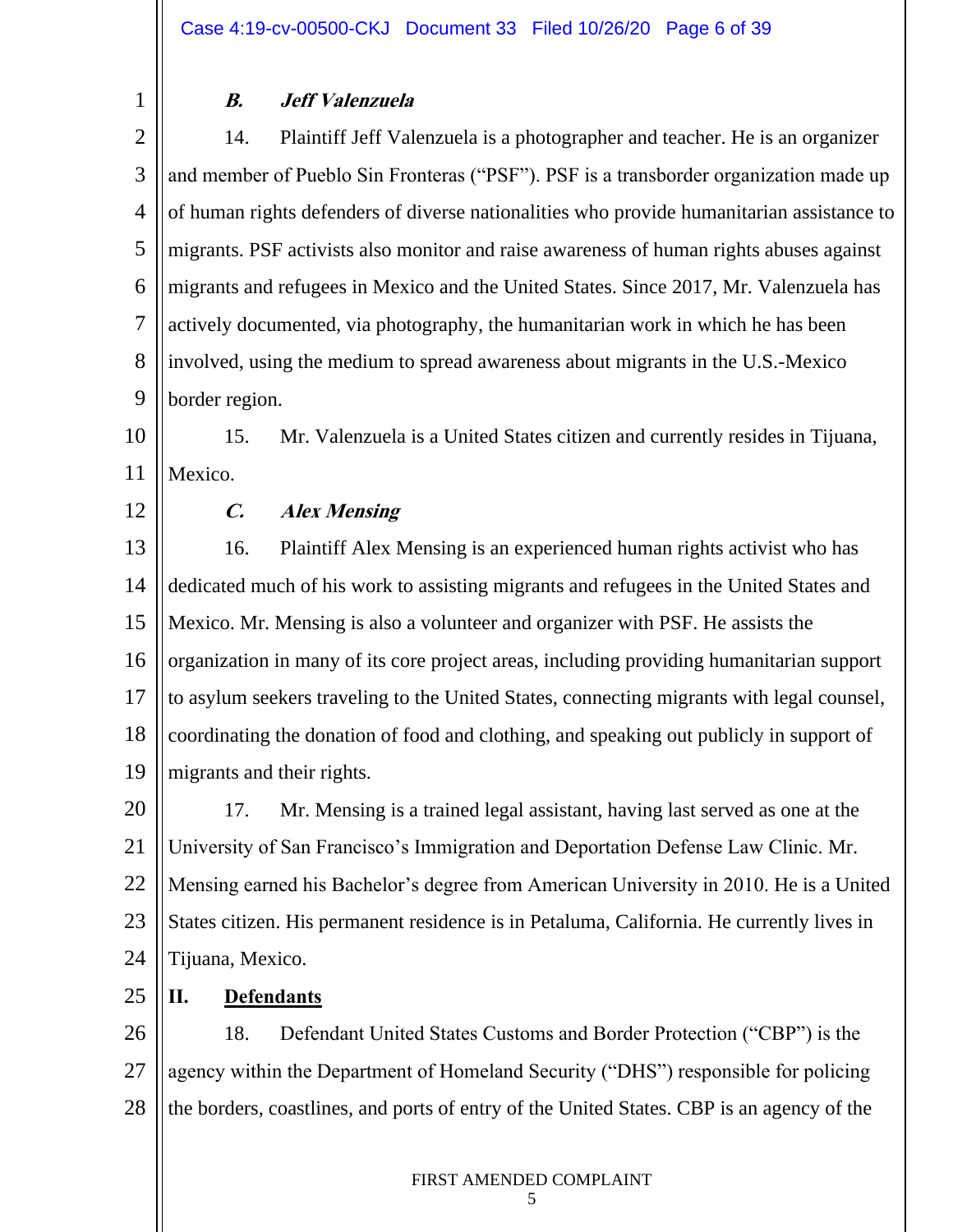### *B. Jeff Valenzuela*

14. Plaintiff Jeff Valenzuela is a photographer and teacher. He is an organizer and member of Pueblo Sin Fronteras ("PSF"). PSF is a transborder organization made up of human rights defenders of diverse nationalities who provide humanitarian assistance to migrants. PSF activists also monitor and raise awareness of human rights abuses against migrants and refugees in Mexico and the United States. Since 2017, Mr. Valenzuela has actively documented, via photography, the humanitarian work in which he has been involved, using the medium to spread awareness about migrants in the U.S.-Mexico border region.

15. Mr. Valenzuela is a United States citizen and currently resides in Tijuana, Mexico.

### *C. Alex Mensing*

16. Plaintiff Alex Mensing is an experienced human rights activist who has dedicated much of his work to assisting migrants and refugees in the United States and Mexico. Mr. Mensing is also a volunteer and organizer with PSF. He assists the organization in many of its core project areas, including providing humanitarian support to asylum seekers traveling to the United States, connecting migrants with legal counsel, coordinating the donation of food and clothing, and speaking out publicly in support of migrants and their rights.

17. Mr. Mensing is a trained legal assistant, having last served as one at the University of San Francisco's Immigration and Deportation Defense Law Clinic. Mr. Mensing earned his Bachelor's degree from American University in 2010. He is a United States citizen. His permanent residence is in Petaluma, California. He currently lives in Tijuana, Mexico.

## II. Defendants

18. Defendant United States Customs and Border Protection ("CBP") is the agency within the Department of Homeland Security ("DHS") responsible for policing the borders, coastlines, and ports of entry of the United States. CBP is an agency of the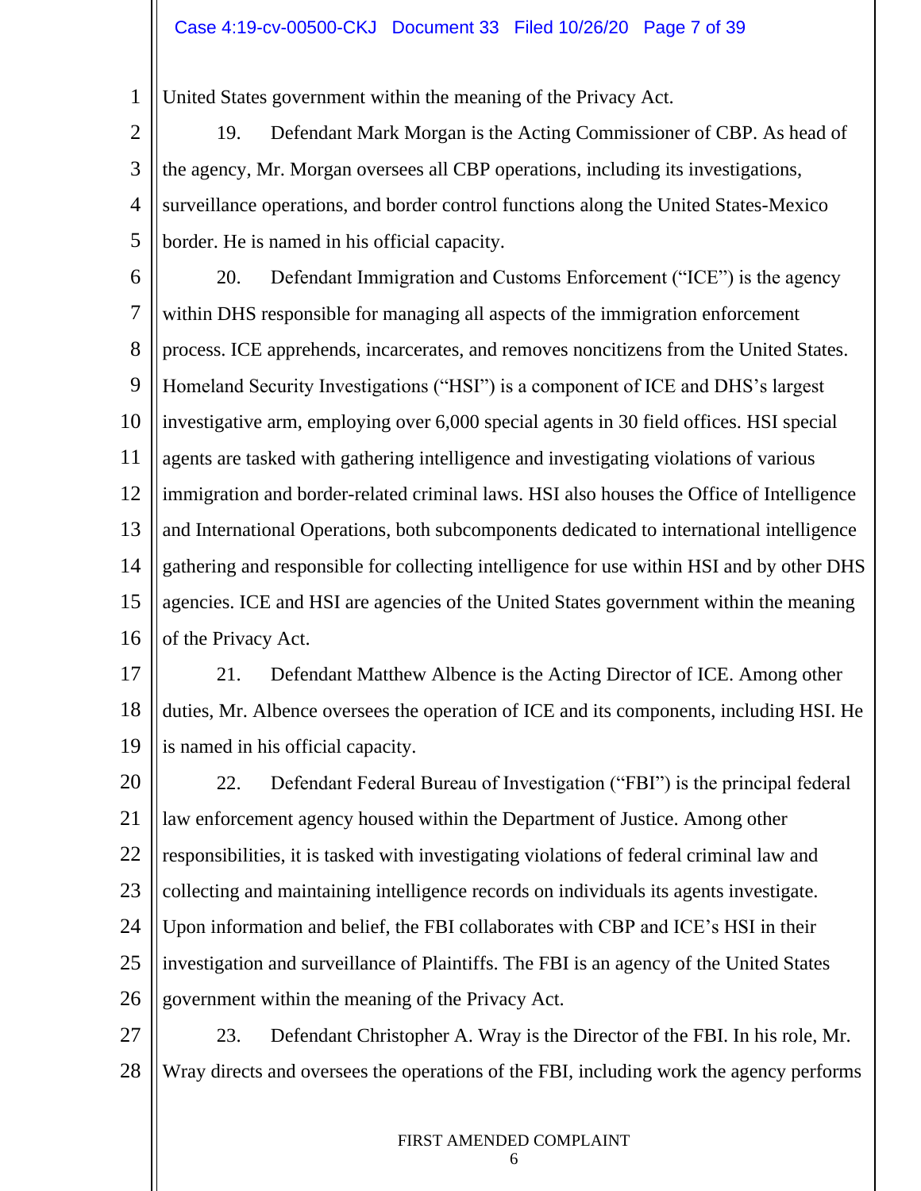United States government within the meaning of the Privacy Act.

19. Defendant Mark Morgan is the Acting Commissioner of CBP. As head of the agency, Mr. Morgan oversees all CBP operations, including its investigations, surveillance operations, and border control functions along the United States-Mexico border. He is named in his official capacity.

20. Defendant Immigration and Customs Enforcement ("ICE") is the agency within DHS responsible for managing all aspects of the immigration enforcement process. ICE apprehends, incarcerates, and removes noncitizens from the United States. Homeland Security Investigations ("HSI") is a component of ICE and DHS's largest investigative arm, employing over 6,000 special agents in 30 field offices. HSI special agents are tasked with gathering intelligence and investigating violations of various immigration and border-related criminal laws. HSI also houses the Office of Intelligence and International Operations, both subcomponents dedicated to international intelligence gathering and responsible for collecting intelligence for use within HSI and by other DHS agencies. ICE and HSI are agencies of the United States government within the meaning of the Privacy Act.

21. Defendant Matthew Albence is the Acting Director of ICE. Among other duties, Mr. Albence oversees the operation of ICE and its components, including HSI. He is named in his official capacity.

22. Defendant Federal Bureau of Investigation ("FBI") is the principal federal law enforcement agency housed within the Department of Justice. Among other responsibilities, it is tasked with investigating violations of federal criminal law and collecting and maintaining intelligence records on individuals its agents investigate. Upon information and belief, the FBI collaborates with CBP and ICE's HSI in their investigation and surveillance of Plaintiffs. The FBI is an agency of the United States government within the meaning of the Privacy Act.

23. Defendant Christopher A. Wray is the Director of the FBI. In his role, Mr. Wray directs and oversees the operations of the FBI, including work the agency performs

FIRST AMENDED COMPLAINT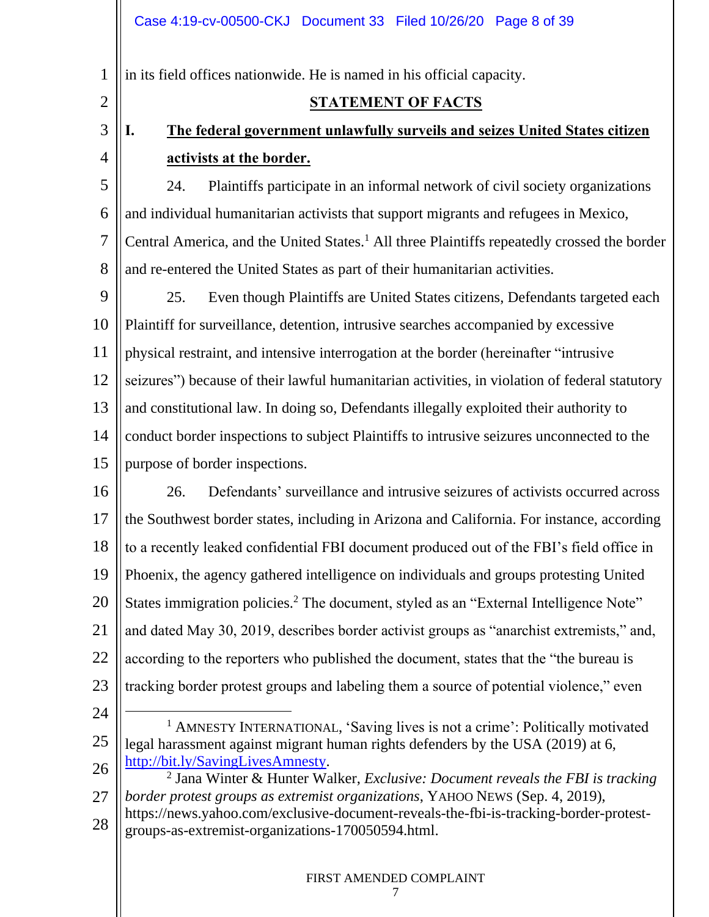in its field offices nationwide. He is named in his official capacity.

## STATEMENT OF FACTS

### I. The federal government unlawfully surveils and seizes United States citizen activists at the border.

24. Plaintiffs participate in an informal network of civil society organizations and individual humanitarian activists that support migrants and refugees in Mexico, Central America, and the United States.[1] All three Plaintiffs repeatedly crossed the border and re-entered the United States as part of their humanitarian activities.

25. Even though Plaintiffs are United States citizens, Defendants targeted each Plaintiff for surveillance, detention, intrusive searches accompanied by excessive physical restraint, and intensive interrogation at the border (hereinafter "intrusive seizures") because of their lawful humanitarian activities, in violation of federal statutory and constitutional law. In doing so, Defendants illegally exploited their authority to conduct border inspections to subject Plaintiffs to intrusive seizures unconnected to the purpose of border inspections.

26. Defendants' surveillance and intrusive seizures of activists occurred across the Southwest border states, including in Arizona and California. For instance, according to a recently leaked confidential FBI document produced out of the FBI's field office in Phoenix, the agency gathered intelligence on individuals and groups protesting United States immigration policies.[2] The document, styled as an "External Intelligence Note" and dated May 30, 2019, describes border activist groups as "anarchist extremists," and, according to the reporters who published the document, states that the "the bureau is tracking border protest groups and labeling them a source of potential violence," even

---

[1] AMNESTY INTERNATIONAL, 'Saving lives is not a crime': Politically motivated legal harassment against migrant human rights defenders by the USA (2019) at 6, http://bit.ly/SavingLivesAmnesty.

[2] Jana Winter & Hunter Walker, *Exclusive: Document reveals the FBI is tracking border protest groups as extremist organizations*, YAHOO NEWS (Sep. 4, 2019), https://news.yahoo.com/exclusive-document-reveals-the-fbi-is-tracking-border-protest-groups-as-extremist-organizations-170050594.html.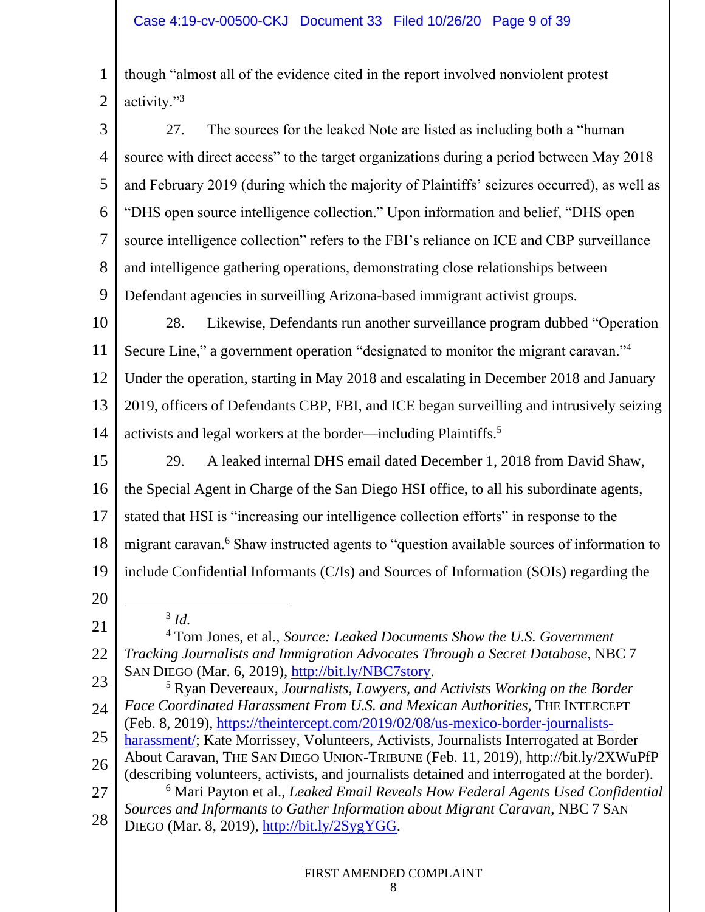though "almost all of the evidence cited in the report involved nonviolent protest activity."[3]

27. The sources for the leaked Note are listed as including both a "human source with direct access" to the target organizations during a period between May 2018 and February 2019 (during which the majority of Plaintiffs' seizures occurred), as well as "DHS open source intelligence collection." Upon information and belief, "DHS open source intelligence collection" refers to the FBI's reliance on ICE and CBP surveillance and intelligence gathering operations, demonstrating close relationships between Defendant agencies in surveilling Arizona-based immigrant activist groups.

28. Likewise, Defendants run another surveillance program dubbed "Operation Secure Line," a government operation "designated to monitor the migrant caravan."[4] Under the operation, starting in May 2018 and escalating in December 2018 and January 2019, officers of Defendants CBP, FBI, and ICE began surveilling and intrusively seizing activists and legal workers at the border—including Plaintiffs.[5]

29. A leaked internal DHS email dated December 1, 2018 from David Shaw, the Special Agent in Charge of the San Diego HSI office, to all his subordinate agents, stated that HSI is "increasing our intelligence collection efforts" in response to the migrant caravan.[6] Shaw instructed agents to "question available sources of information to include Confidential Informants (C/Is) and Sources of Information (SOIs) regarding the

---

[3] *Id.*

[4] Tom Jones, et al., *Source: Leaked Documents Show the U.S. Government Tracking Journalists and Immigration Advocates Through a Secret Database*, NBC 7 SAN DIEGO (Mar. 6, 2019), http://bit.ly/NBC7story.

[5] Ryan Devereaux, *Journalists, Lawyers, and Activists Working on the Border Face Coordinated Harassment From U.S. and Mexican Authorities*, THE INTERCEPT (Feb. 8, 2019), https://theintercept.com/2019/02/08/us-mexico-border-journalists-harassment/; Kate Morrissey, Volunteers, Activists, Journalists Interrogated at Border About Caravan, THE SAN DIEGO UNION-TRIBUNE (Feb. 11, 2019), http://bit.ly/2XWuPfP (describing volunteers, activists, and journalists detained and interrogated at the border).

[6] Mari Payton et al., *Leaked Email Reveals How Federal Agents Used Confidential Sources and Informants to Gather Information about Migrant Caravan*, NBC 7 SAN DIEGO (Mar. 8, 2019), http://bit.ly/2SygYGG.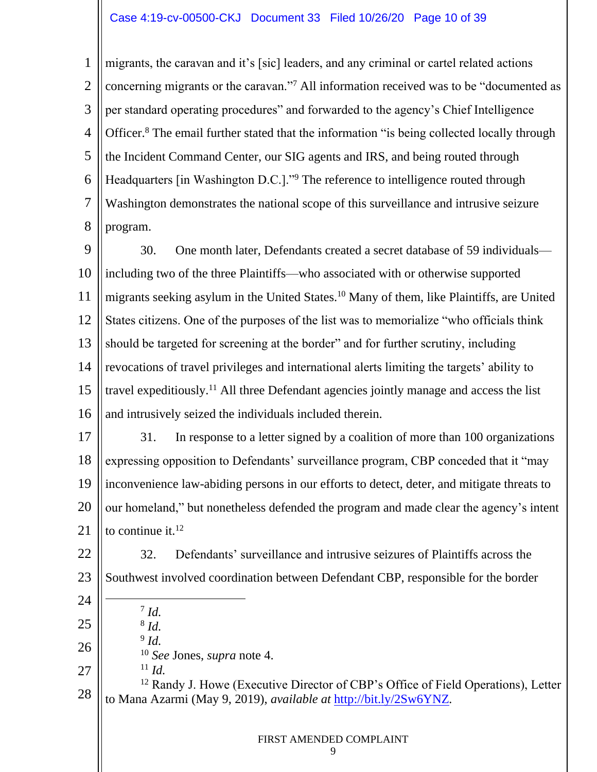migrants, the caravan and it's [sic] leaders, and any criminal or cartel related actions concerning migrants or the caravan."[7] All information received was to be "documented as per standard operating procedures" and forwarded to the agency's Chief Intelligence Officer.[8] The email further stated that the information "is being collected locally through the Incident Command Center, our SIG agents and IRS, and being routed through Headquarters [in Washington D.C.]."[9] The reference to intelligence routed through Washington demonstrates the national scope of this surveillance and intrusive seizure program.

30. One month later, Defendants created a secret database of 59 individuals—including two of the three Plaintiffs—who associated with or otherwise supported migrants seeking asylum in the United States.[10] Many of them, like Plaintiffs, are United States citizens. One of the purposes of the list was to memorialize "who officials think should be targeted for screening at the border" and for further scrutiny, including revocations of travel privileges and international alerts limiting the targets' ability to travel expeditiously.[11] All three Defendant agencies jointly manage and access the list and intrusively seized the individuals included therein.

31. In response to a letter signed by a coalition of more than 100 organizations expressing opposition to Defendants' surveillance program, CBP conceded that it "may inconvenience law-abiding persons in our efforts to detect, deter, and mitigate threats to our homeland," but nonetheless defended the program and made clear the agency's intent to continue it.[12]

32. Defendants' surveillance and intrusive seizures of Plaintiffs across the Southwest involved coordination between Defendant CBP, responsible for the border

---

[7] *Id.*

[8] *Id.*

[9] *Id.*

[10] *See* Jones, *supra* note 4.

[11] *Id.*

[12] Randy J. Howe (Executive Director of CBP's Office of Field Operations), Letter to Mana Azarmi (May 9, 2019), *available at* http://bit.ly/2Sw6YNZ.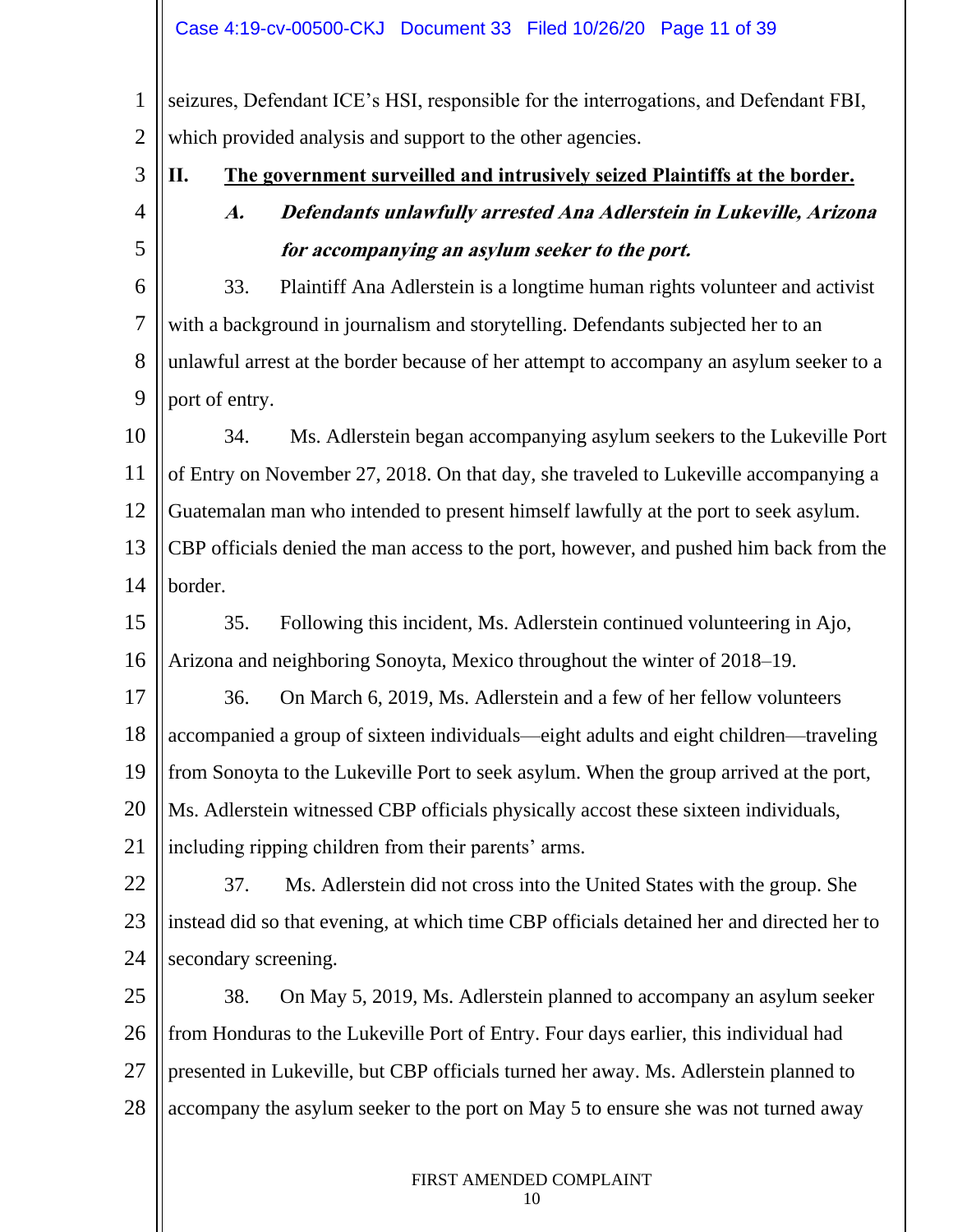seizures, Defendant ICE's HSI, responsible for the interrogations, and Defendant FBI, which provided analysis and support to the other agencies.

## II. The government surveilled and intrusively seized Plaintiffs at the border.

### *A. Defendants unlawfully arrested Ana Adlerstein in Lukeville, Arizona for accompanying an asylum seeker to the port.*

33. Plaintiff Ana Adlerstein is a longtime human rights volunteer and activist with a background in journalism and storytelling. Defendants subjected her to an unlawful arrest at the border because of her attempt to accompany an asylum seeker to a port of entry.

34. Ms. Adlerstein began accompanying asylum seekers to the Lukeville Port of Entry on November 27, 2018. On that day, she traveled to Lukeville accompanying a Guatemalan man who intended to present himself lawfully at the port to seek asylum. CBP officials denied the man access to the port, however, and pushed him back from the border.

35. Following this incident, Ms. Adlerstein continued volunteering in Ajo, Arizona and neighboring Sonoyta, Mexico throughout the winter of 2018–19.

36. On March 6, 2019, Ms. Adlerstein and a few of her fellow volunteers accompanied a group of sixteen individuals—eight adults and eight children—traveling from Sonoyta to the Lukeville Port to seek asylum. When the group arrived at the port, Ms. Adlerstein witnessed CBP officials physically accost these sixteen individuals, including ripping children from their parents' arms.

37. Ms. Adlerstein did not cross into the United States with the group. She instead did so that evening, at which time CBP officials detained her and directed her to secondary screening.

38. On May 5, 2019, Ms. Adlerstein planned to accompany an asylum seeker from Honduras to the Lukeville Port of Entry. Four days earlier, this individual had presented in Lukeville, but CBP officials turned her away. Ms. Adlerstein planned to accompany the asylum seeker to the port on May 5 to ensure she was not turned away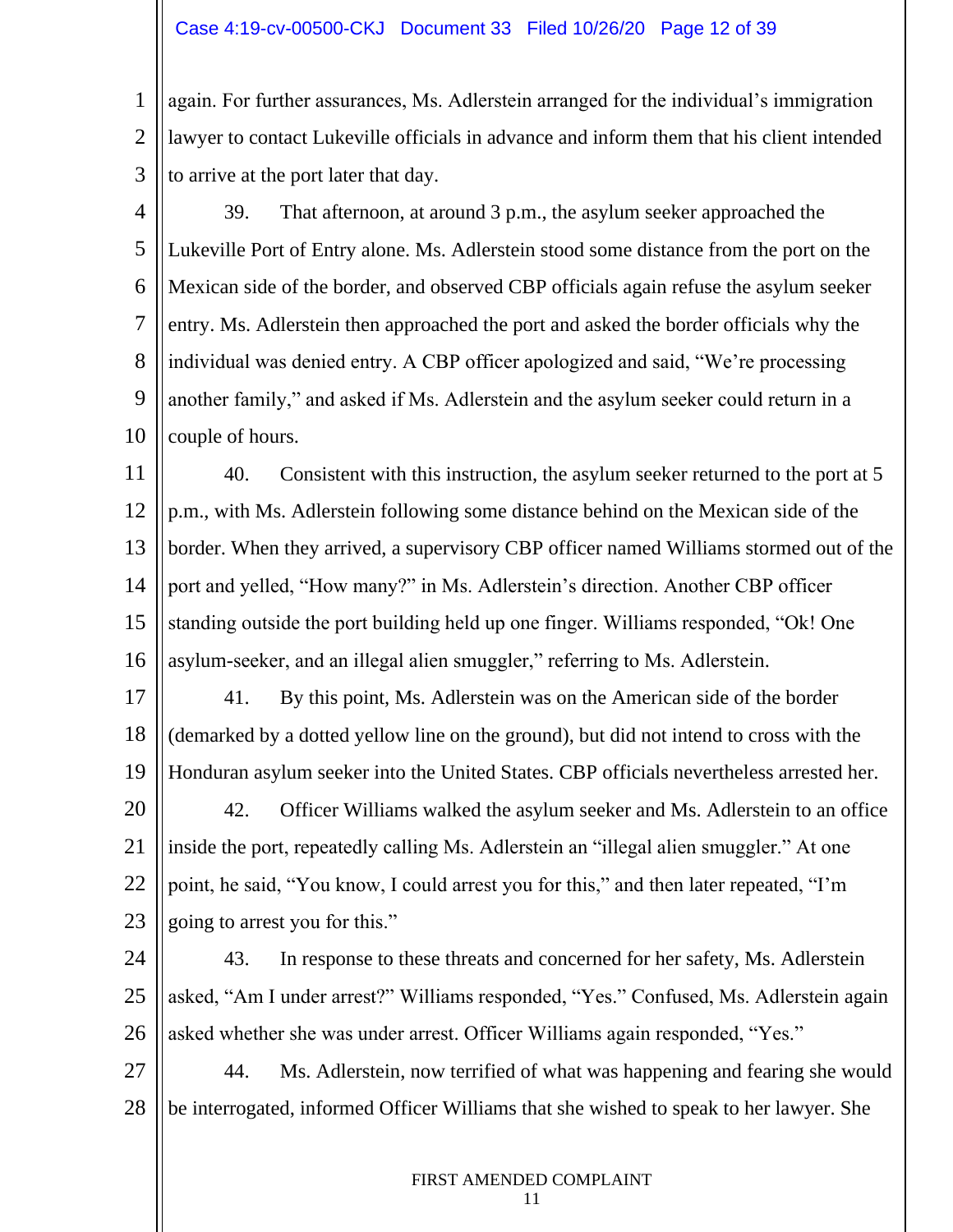again. For further assurances, Ms. Adlerstein arranged for the individual's immigration lawyer to contact Lukeville officials in advance and inform them that his client intended to arrive at the port later that day.

39. That afternoon, at around 3 p.m., the asylum seeker approached the Lukeville Port of Entry alone. Ms. Adlerstein stood some distance from the port on the Mexican side of the border, and observed CBP officials again refuse the asylum seeker entry. Ms. Adlerstein then approached the port and asked the border officials why the individual was denied entry. A CBP officer apologized and said, "We're processing another family," and asked if Ms. Adlerstein and the asylum seeker could return in a couple of hours.

40. Consistent with this instruction, the asylum seeker returned to the port at 5 p.m., with Ms. Adlerstein following some distance behind on the Mexican side of the border. When they arrived, a supervisory CBP officer named Williams stormed out of the port and yelled, "How many?" in Ms. Adlerstein's direction. Another CBP officer standing outside the port building held up one finger. Williams responded, "Ok! One asylum-seeker, and an illegal alien smuggler," referring to Ms. Adlerstein.

41. By this point, Ms. Adlerstein was on the American side of the border (demarked by a dotted yellow line on the ground), but did not intend to cross with the Honduran asylum seeker into the United States. CBP officials nevertheless arrested her.

42. Officer Williams walked the asylum seeker and Ms. Adlerstein to an office inside the port, repeatedly calling Ms. Adlerstein an "illegal alien smuggler." At one point, he said, "You know, I could arrest you for this," and then later repeated, "I'm going to arrest you for this."

43. In response to these threats and concerned for her safety, Ms. Adlerstein asked, "Am I under arrest?" Williams responded, "Yes." Confused, Ms. Adlerstein again asked whether she was under arrest. Officer Williams again responded, "Yes."

44. Ms. Adlerstein, now terrified of what was happening and fearing she would be interrogated, informed Officer Williams that she wished to speak to her lawyer. She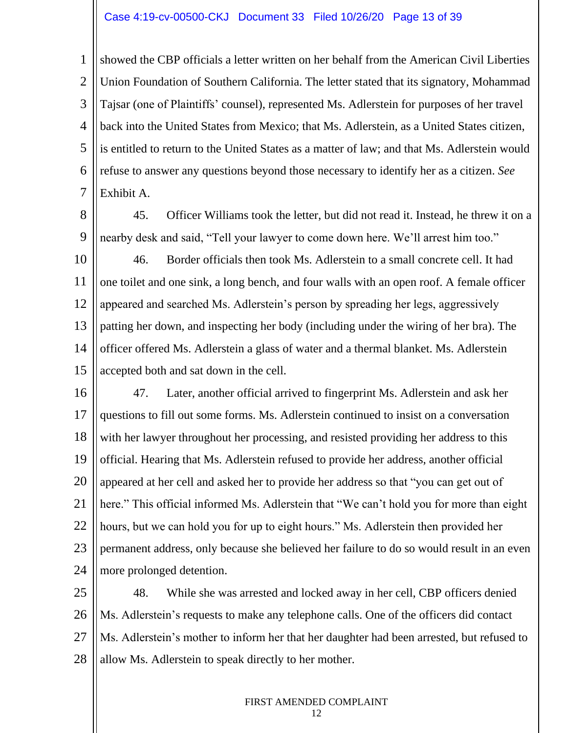showed the CBP officials a letter written on her behalf from the American Civil Liberties Union Foundation of Southern California. The letter stated that its signatory, Mohammad Tajsar (one of Plaintiffs' counsel), represented Ms. Adlerstein for purposes of her travel back into the United States from Mexico; that Ms. Adlerstein, as a United States citizen, is entitled to return to the United States as a matter of law; and that Ms. Adlerstein would refuse to answer any questions beyond those necessary to identify her as a citizen. *See* Exhibit A.

45. Officer Williams took the letter, but did not read it. Instead, he threw it on a nearby desk and said, "Tell your lawyer to come down here. We'll arrest him too."

46. Border officials then took Ms. Adlerstein to a small concrete cell. It had one toilet and one sink, a long bench, and four walls with an open roof. A female officer appeared and searched Ms. Adlerstein's person by spreading her legs, aggressively patting her down, and inspecting her body (including under the wiring of her bra). The officer offered Ms. Adlerstein a glass of water and a thermal blanket. Ms. Adlerstein accepted both and sat down in the cell.

47. Later, another official arrived to fingerprint Ms. Adlerstein and ask her questions to fill out some forms. Ms. Adlerstein continued to insist on a conversation with her lawyer throughout her processing, and resisted providing her address to this official. Hearing that Ms. Adlerstein refused to provide her address, another official appeared at her cell and asked her to provide her address so that "you can get out of here." This official informed Ms. Adlerstein that "We can't hold you for more than eight hours, but we can hold you for up to eight hours." Ms. Adlerstein then provided her permanent address, only because she believed her failure to do so would result in an even more prolonged detention.

48. While she was arrested and locked away in her cell, CBP officers denied Ms. Adlerstein's requests to make any telephone calls. One of the officers did contact Ms. Adlerstein's mother to inform her that her daughter had been arrested, but refused to allow Ms. Adlerstein to speak directly to her mother.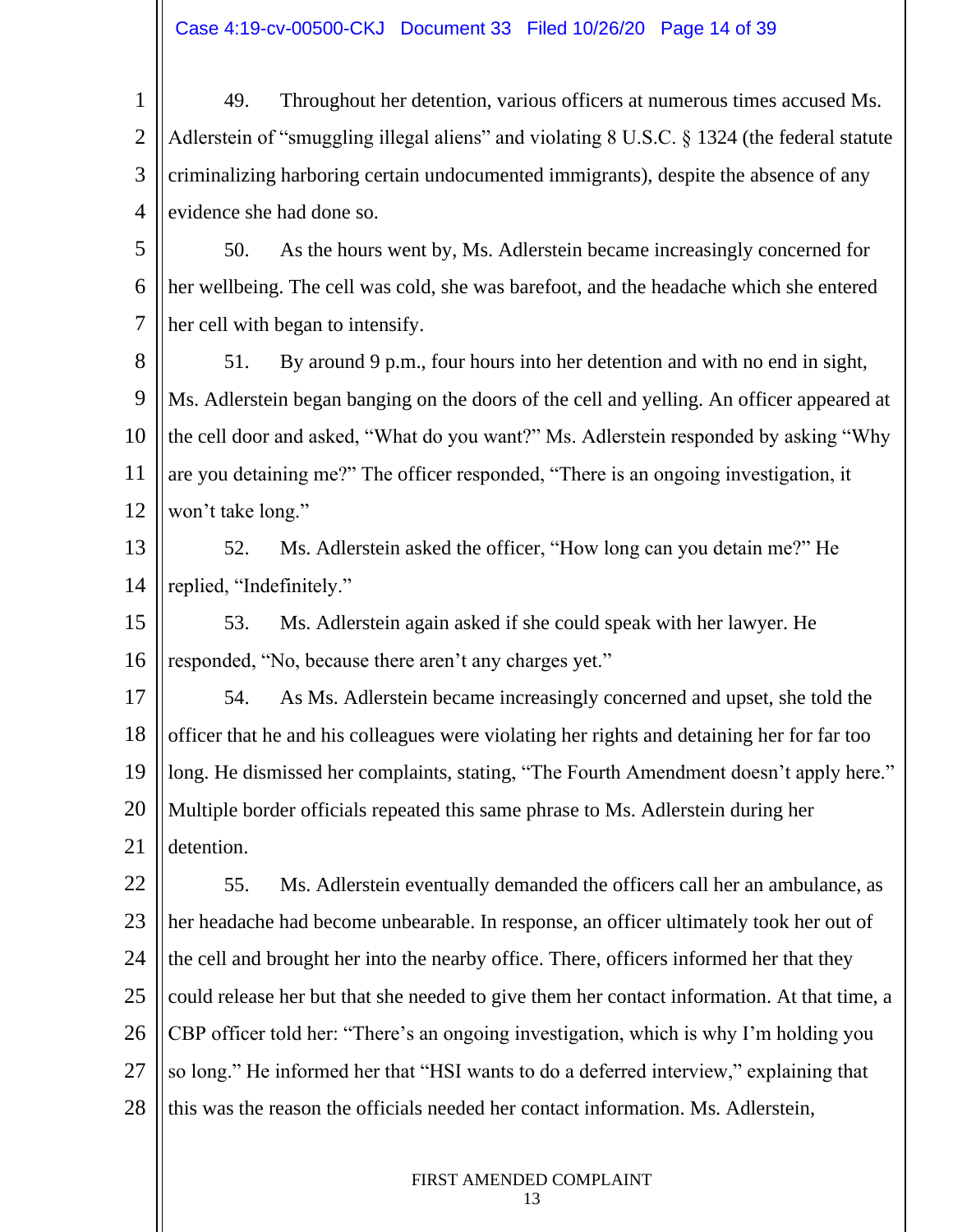49. Throughout her detention, various officers at numerous times accused Ms. Adlerstein of "smuggling illegal aliens" and violating 8 U.S.C. § 1324 (the federal statute criminalizing harboring certain undocumented immigrants), despite the absence of any evidence she had done so.

50. As the hours went by, Ms. Adlerstein became increasingly concerned for her wellbeing. The cell was cold, she was barefoot, and the headache which she entered her cell with began to intensify.

51. By around 9 p.m., four hours into her detention and with no end in sight, Ms. Adlerstein began banging on the doors of the cell and yelling. An officer appeared at the cell door and asked, "What do you want?" Ms. Adlerstein responded by asking "Why are you detaining me?" The officer responded, "There is an ongoing investigation, it won't take long."

52. Ms. Adlerstein asked the officer, "How long can you detain me?" He replied, "Indefinitely."

53. Ms. Adlerstein again asked if she could speak with her lawyer. He responded, "No, because there aren't any charges yet."

54. As Ms. Adlerstein became increasingly concerned and upset, she told the officer that he and his colleagues were violating her rights and detaining her for far too long. He dismissed her complaints, stating, "The Fourth Amendment doesn't apply here." Multiple border officials repeated this same phrase to Ms. Adlerstein during her detention.

55. Ms. Adlerstein eventually demanded the officers call her an ambulance, as her headache had become unbearable. In response, an officer ultimately took her out of the cell and brought her into the nearby office. There, officers informed her that they could release her but that she needed to give them her contact information. At that time, a CBP officer told her: "There's an ongoing investigation, which is why I'm holding you so long." He informed her that "HSI wants to do a deferred interview," explaining that this was the reason the officials needed her contact information. Ms. Adlerstein,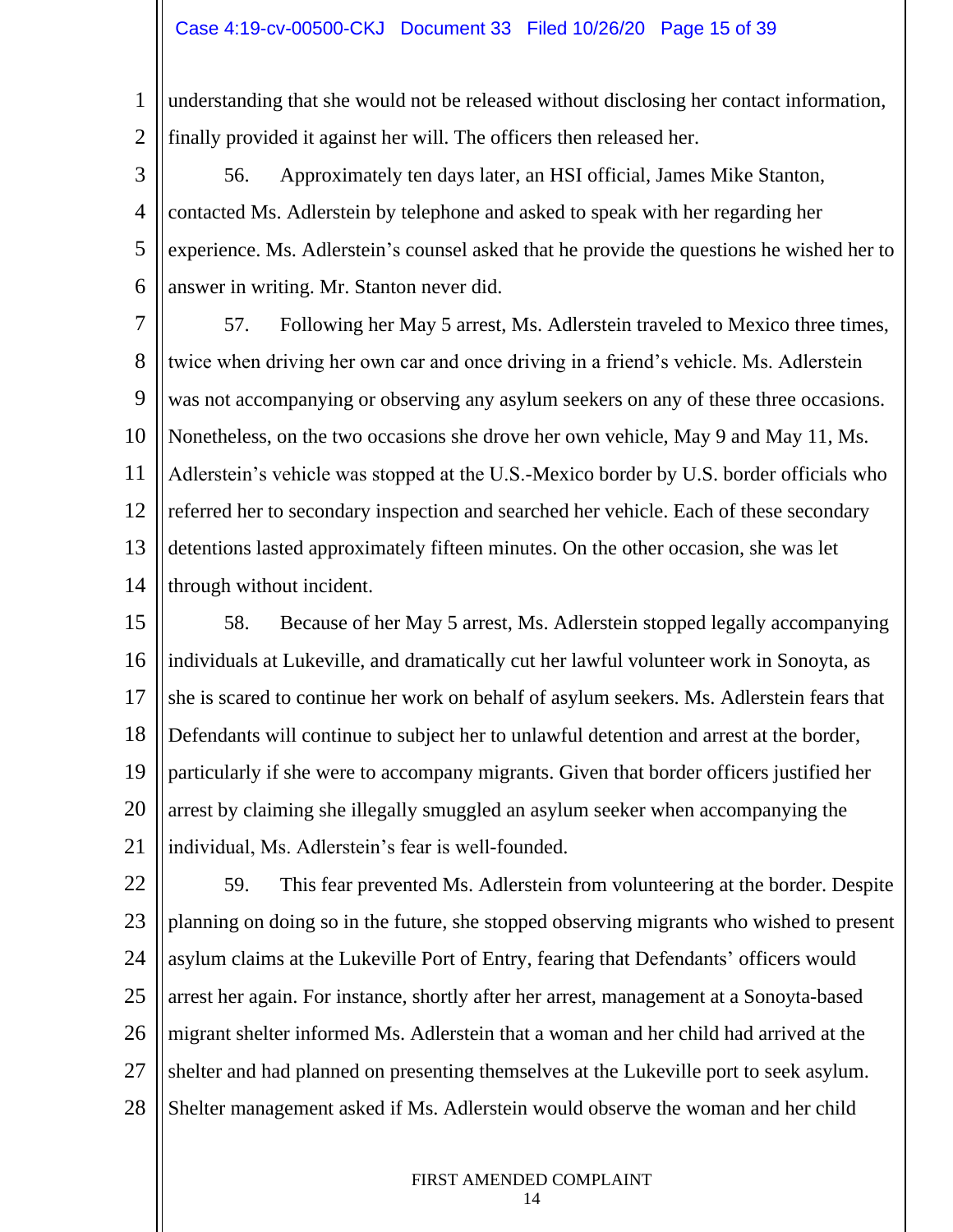understanding that she would not be released without disclosing her contact information, finally provided it against her will. The officers then released her.

56. Approximately ten days later, an HSI official, James Mike Stanton, contacted Ms. Adlerstein by telephone and asked to speak with her regarding her experience. Ms. Adlerstein's counsel asked that he provide the questions he wished her to answer in writing. Mr. Stanton never did.

57. Following her May 5 arrest, Ms. Adlerstein traveled to Mexico three times, twice when driving her own car and once driving in a friend's vehicle. Ms. Adlerstein was not accompanying or observing any asylum seekers on any of these three occasions. Nonetheless, on the two occasions she drove her own vehicle, May 9 and May 11, Ms. Adlerstein's vehicle was stopped at the U.S.-Mexico border by U.S. border officials who referred her to secondary inspection and searched her vehicle. Each of these secondary detentions lasted approximately fifteen minutes. On the other occasion, she was let through without incident.

58. Because of her May 5 arrest, Ms. Adlerstein stopped legally accompanying individuals at Lukeville, and dramatically cut her lawful volunteer work in Sonoyta, as she is scared to continue her work on behalf of asylum seekers. Ms. Adlerstein fears that Defendants will continue to subject her to unlawful detention and arrest at the border, particularly if she were to accompany migrants. Given that border officers justified her arrest by claiming she illegally smuggled an asylum seeker when accompanying the individual, Ms. Adlerstein's fear is well-founded.

59. This fear prevented Ms. Adlerstein from volunteering at the border. Despite planning on doing so in the future, she stopped observing migrants who wished to present asylum claims at the Lukeville Port of Entry, fearing that Defendants' officers would arrest her again. For instance, shortly after her arrest, management at a Sonoyta-based migrant shelter informed Ms. Adlerstein that a woman and her child had arrived at the shelter and had planned on presenting themselves at the Lukeville port to seek asylum. Shelter management asked if Ms. Adlerstein would observe the woman and her child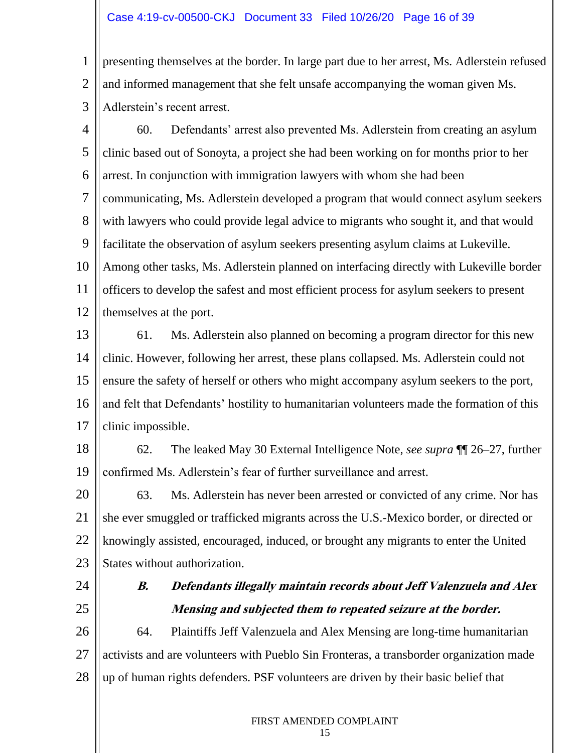presenting themselves at the border. In large part due to her arrest, Ms. Adlerstein refused and informed management that she felt unsafe accompanying the woman given Ms. Adlerstein's recent arrest.

60. Defendants' arrest also prevented Ms. Adlerstein from creating an asylum clinic based out of Sonoyta, a project she had been working on for months prior to her arrest. In conjunction with immigration lawyers with whom she had been communicating, Ms. Adlerstein developed a program that would connect asylum seekers with lawyers who could provide legal advice to migrants who sought it, and that would facilitate the observation of asylum seekers presenting asylum claims at Lukeville. Among other tasks, Ms. Adlerstein planned on interfacing directly with Lukeville border officers to develop the safest and most efficient process for asylum seekers to present themselves at the port.

61. Ms. Adlerstein also planned on becoming a program director for this new clinic. However, following her arrest, these plans collapsed. Ms. Adlerstein could not ensure the safety of herself or others who might accompany asylum seekers to the port, and felt that Defendants' hostility to humanitarian volunteers made the formation of this clinic impossible.

62. The leaked May 30 External Intelligence Note, *see supra* ¶¶ 26–27, further confirmed Ms. Adlerstein's fear of further surveillance and arrest.

63. Ms. Adlerstein has never been arrested or convicted of any crime. Nor has she ever smuggled or trafficked migrants across the U.S.-Mexico border, or directed or knowingly assisted, encouraged, induced, or brought any migrants to enter the United States without authorization.

### ***B. Defendants illegally maintain records about Jeff Valenzuela and Alex Mensing and subjected them to repeated seizure at the border.***

64. Plaintiffs Jeff Valenzuela and Alex Mensing are long-time humanitarian activists and are volunteers with Pueblo Sin Fronteras, a transborder organization made up of human rights defenders. PSF volunteers are driven by their basic belief that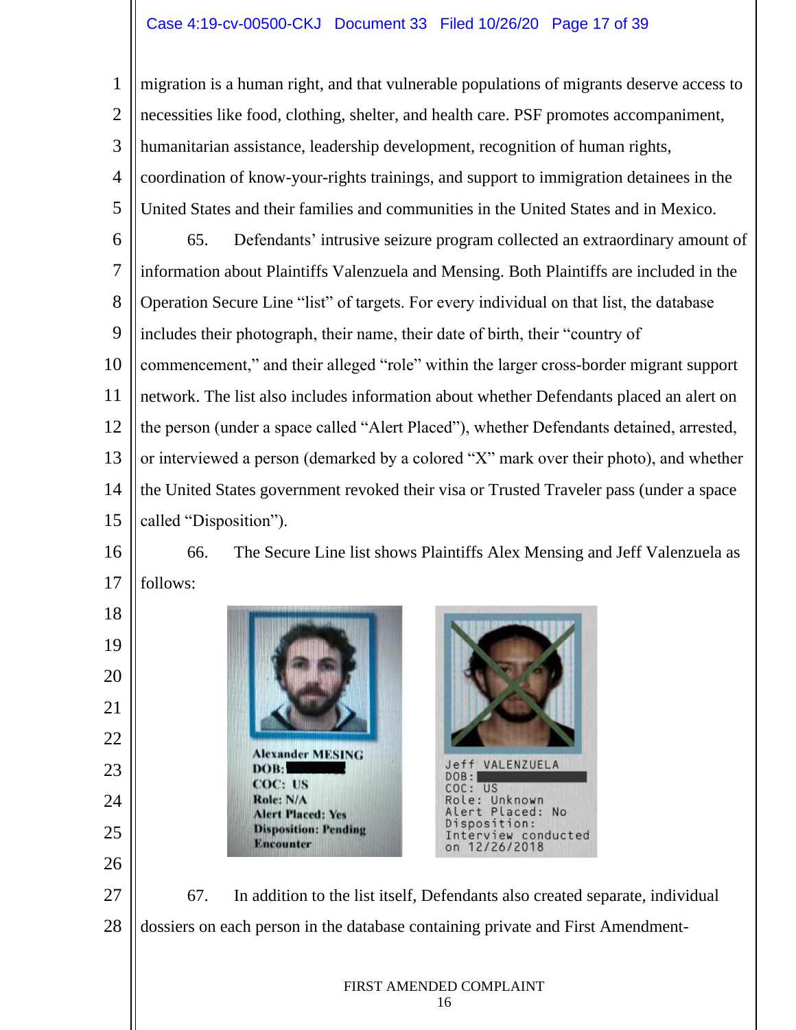migration is a human right, and that vulnerable populations of migrants deserve access to necessities like food, clothing, shelter, and health care. PSF promotes accompaniment, humanitarian assistance, leadership development, recognition of human rights, coordination of know-your-rights trainings, and support to immigration detainees in the United States and their families and communities in the United States and in Mexico.

65. Defendants' intrusive seizure program collected an extraordinary amount of information about Plaintiffs Valenzuela and Mensing. Both Plaintiffs are included in the Operation Secure Line "list" of targets. For every individual on that list, the database includes their photograph, their name, their date of birth, their "country of commencement," and their alleged "role" within the larger cross-border migrant support network. The list also includes information about whether Defendants placed an alert on the person (under a space called "Alert Placed"), whether Defendants detained, arrested, or interviewed a person (demarked by a colored "X" mark over their photo), and whether the United States government revoked their visa or Trusted Traveler pass (under a space called "Disposition").

66. The Secure Line list shows Plaintiffs Alex Mensing and Jeff Valenzuela as follows:

Alexander MESING
DOB: [redacted]
COC: US
Role: N/A
Alert Placed: Yes
Disposition: Pending Encounter

Jeff VALENZUELA
DOB: [redacted]
COC: US
Role: Unknown
Alert Placed: No
Disposition: Interview conducted on 12/26/2018

67. In addition to the list itself, Defendants also created separate, individual dossiers on each person in the database containing private and First Amendment-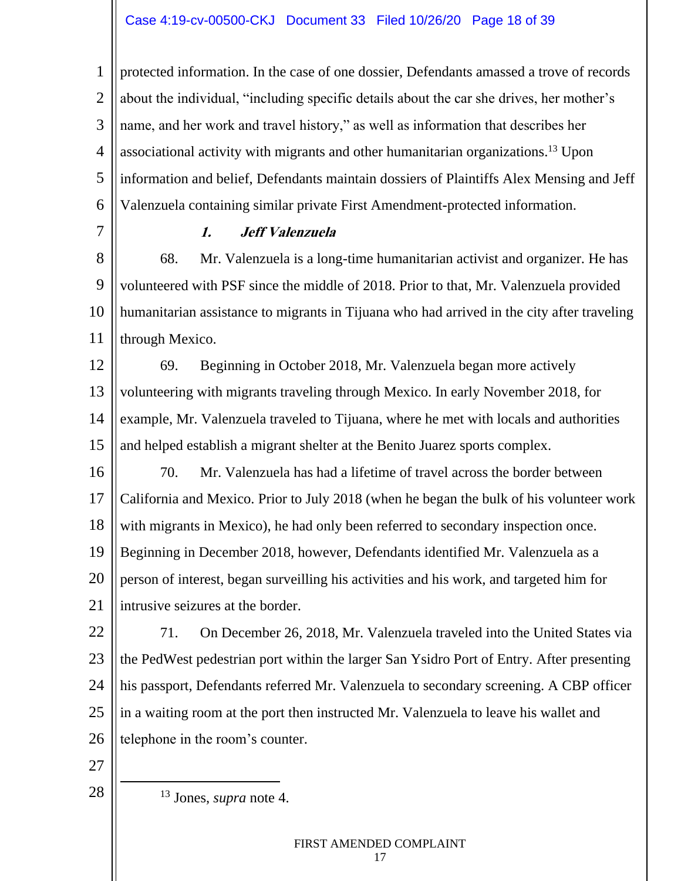protected information. In the case of one dossier, Defendants amassed a trove of records about the individual, "including specific details about the car she drives, her mother's name, and her work and travel history," as well as information that describes her associational activity with migrants and other humanitarian organizations.[13] Upon information and belief, Defendants maintain dossiers of Plaintiffs Alex Mensing and Jeff Valenzuela containing similar private First Amendment-protected information.

***1. Jeff Valenzuela***

68. Mr. Valenzuela is a long-time humanitarian activist and organizer. He has volunteered with PSF since the middle of 2018. Prior to that, Mr. Valenzuela provided humanitarian assistance to migrants in Tijuana who had arrived in the city after traveling through Mexico.

69. Beginning in October 2018, Mr. Valenzuela began more actively volunteering with migrants traveling through Mexico. In early November 2018, for example, Mr. Valenzuela traveled to Tijuana, where he met with locals and authorities and helped establish a migrant shelter at the Benito Juarez sports complex.

70. Mr. Valenzuela has had a lifetime of travel across the border between California and Mexico. Prior to July 2018 (when he began the bulk of his volunteer work with migrants in Mexico), he had only been referred to secondary inspection once. Beginning in December 2018, however, Defendants identified Mr. Valenzuela as a person of interest, began surveilling his activities and his work, and targeted him for intrusive seizures at the border.

71. On December 26, 2018, Mr. Valenzuela traveled into the United States via the PedWest pedestrian port within the larger San Ysidro Port of Entry. After presenting his passport, Defendants referred Mr. Valenzuela to secondary screening. A CBP officer in a waiting room at the port then instructed Mr. Valenzuela to leave his wallet and telephone in the room's counter.

---

[13] Jones, *supra* note 4.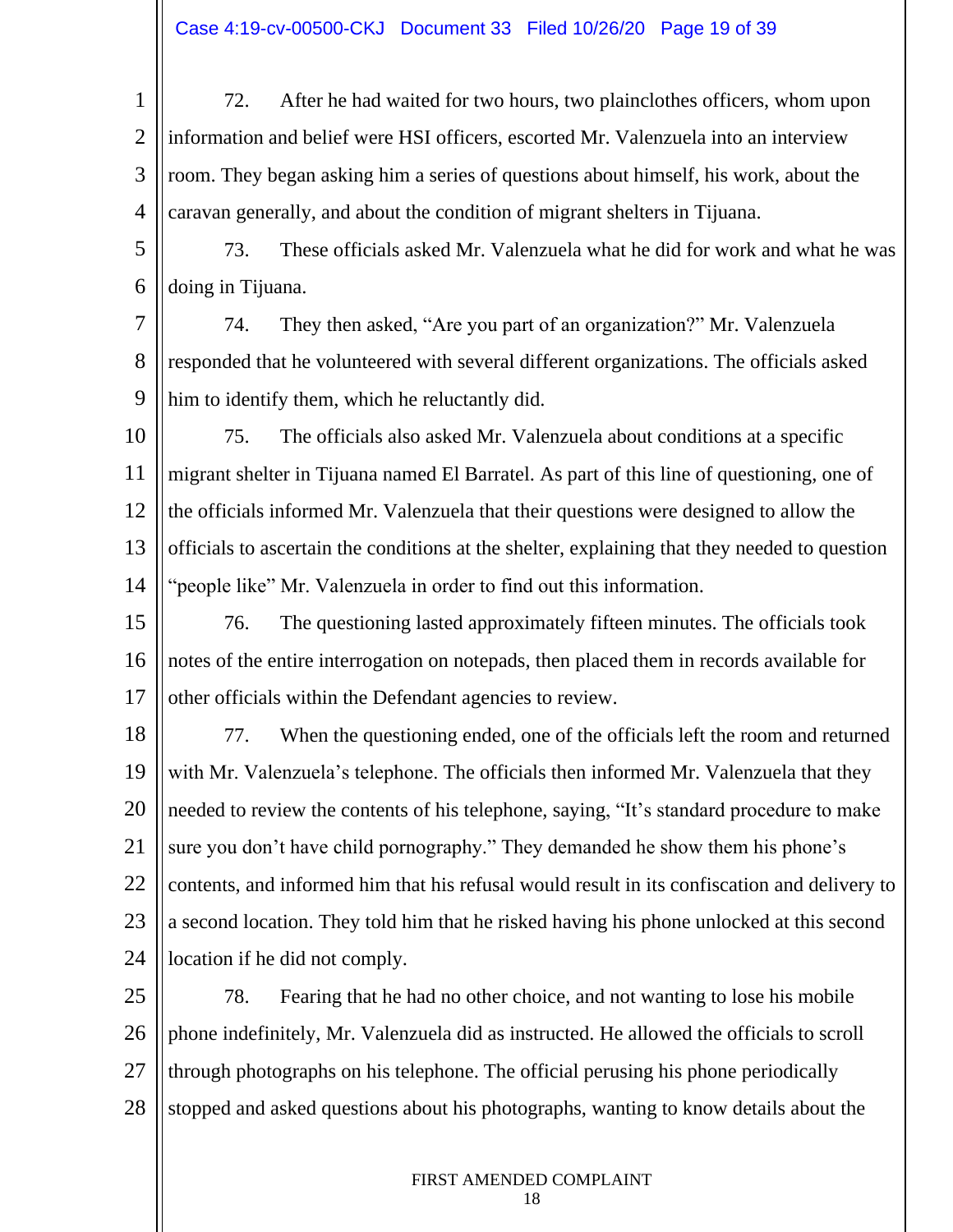72. After he had waited for two hours, two plainclothes officers, whom upon information and belief were HSI officers, escorted Mr. Valenzuela into an interview room. They began asking him a series of questions about himself, his work, about the caravan generally, and about the condition of migrant shelters in Tijuana.

73. These officials asked Mr. Valenzuela what he did for work and what he was doing in Tijuana.

74. They then asked, "Are you part of an organization?" Mr. Valenzuela responded that he volunteered with several different organizations. The officials asked him to identify them, which he reluctantly did.

75. The officials also asked Mr. Valenzuela about conditions at a specific migrant shelter in Tijuana named El Barratel. As part of this line of questioning, one of the officials informed Mr. Valenzuela that their questions were designed to allow the officials to ascertain the conditions at the shelter, explaining that they needed to question "people like" Mr. Valenzuela in order to find out this information.

76. The questioning lasted approximately fifteen minutes. The officials took notes of the entire interrogation on notepads, then placed them in records available for other officials within the Defendant agencies to review.

77. When the questioning ended, one of the officials left the room and returned with Mr. Valenzuela's telephone. The officials then informed Mr. Valenzuela that they needed to review the contents of his telephone, saying, "It's standard procedure to make sure you don't have child pornography." They demanded he show them his phone's contents, and informed him that his refusal would result in its confiscation and delivery to a second location. They told him that he risked having his phone unlocked at this second location if he did not comply.

78. Fearing that he had no other choice, and not wanting to lose his mobile phone indefinitely, Mr. Valenzuela did as instructed. He allowed the officials to scroll through photographs on his telephone. The official perusing his phone periodically stopped and asked questions about his photographs, wanting to know details about the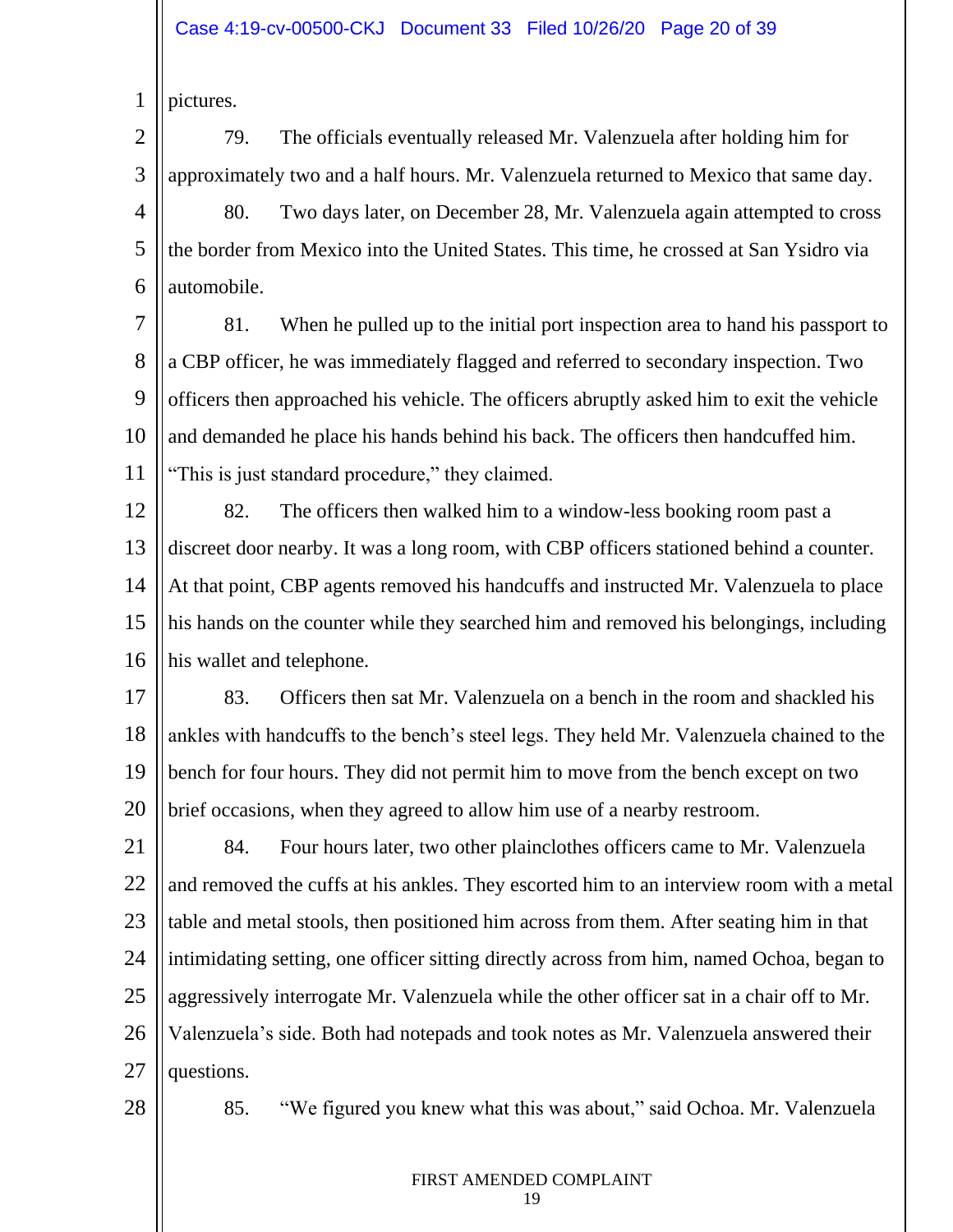pictures.

79. The officials eventually released Mr. Valenzuela after holding him for approximately two and a half hours. Mr. Valenzuela returned to Mexico that same day.

80. Two days later, on December 28, Mr. Valenzuela again attempted to cross the border from Mexico into the United States. This time, he crossed at San Ysidro via automobile.

81. When he pulled up to the initial port inspection area to hand his passport to a CBP officer, he was immediately flagged and referred to secondary inspection. Two officers then approached his vehicle. The officers abruptly asked him to exit the vehicle and demanded he place his hands behind his back. The officers then handcuffed him. "This is just standard procedure," they claimed.

82. The officers then walked him to a window-less booking room past a discreet door nearby. It was a long room, with CBP officers stationed behind a counter. At that point, CBP agents removed his handcuffs and instructed Mr. Valenzuela to place his hands on the counter while they searched him and removed his belongings, including his wallet and telephone.

83. Officers then sat Mr. Valenzuela on a bench in the room and shackled his ankles with handcuffs to the bench's steel legs. They held Mr. Valenzuela chained to the bench for four hours. They did not permit him to move from the bench except on two brief occasions, when they agreed to allow him use of a nearby restroom.

84. Four hours later, two other plainclothes officers came to Mr. Valenzuela and removed the cuffs at his ankles. They escorted him to an interview room with a metal table and metal stools, then positioned him across from them. After seating him in that intimidating setting, one officer sitting directly across from him, named Ochoa, began to aggressively interrogate Mr. Valenzuela while the other officer sat in a chair off to Mr. Valenzuela's side. Both had notepads and took notes as Mr. Valenzuela answered their questions.

85. "We figured you knew what this was about," said Ochoa. Mr. Valenzuela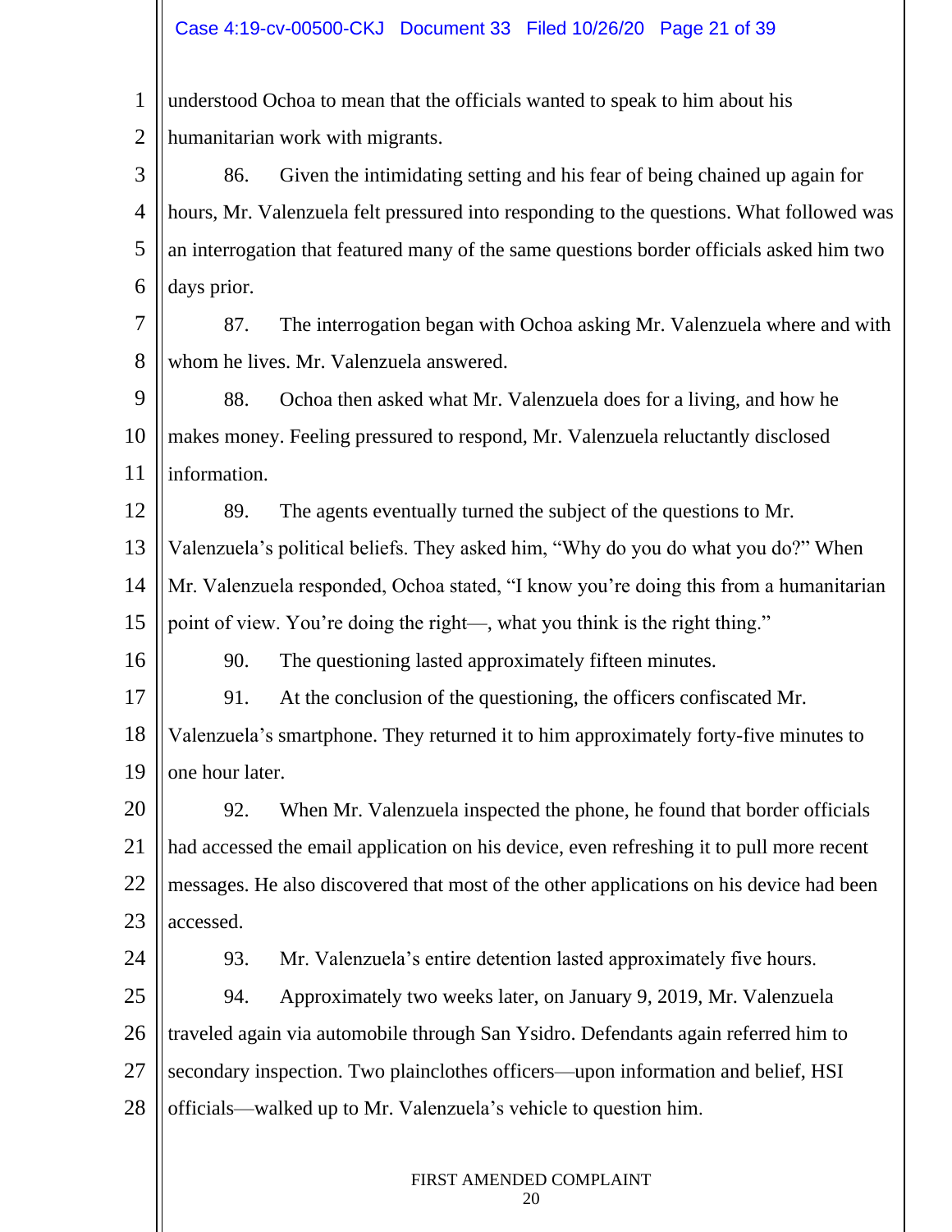understood Ochoa to mean that the officials wanted to speak to him about his humanitarian work with migrants.

86. Given the intimidating setting and his fear of being chained up again for hours, Mr. Valenzuela felt pressured into responding to the questions. What followed was an interrogation that featured many of the same questions border officials asked him two days prior.

87. The interrogation began with Ochoa asking Mr. Valenzuela where and with whom he lives. Mr. Valenzuela answered.

88. Ochoa then asked what Mr. Valenzuela does for a living, and how he makes money. Feeling pressured to respond, Mr. Valenzuela reluctantly disclosed information.

89. The agents eventually turned the subject of the questions to Mr. Valenzuela's political beliefs. They asked him, "Why do you do what you do?" When Mr. Valenzuela responded, Ochoa stated, "I know you're doing this from a humanitarian point of view. You're doing the right—, what you think is the right thing."

90. The questioning lasted approximately fifteen minutes.

91. At the conclusion of the questioning, the officers confiscated Mr. Valenzuela's smartphone. They returned it to him approximately forty-five minutes to one hour later.

92. When Mr. Valenzuela inspected the phone, he found that border officials had accessed the email application on his device, even refreshing it to pull more recent messages. He also discovered that most of the other applications on his device had been accessed.

93. Mr. Valenzuela's entire detention lasted approximately five hours.

94. Approximately two weeks later, on January 9, 2019, Mr. Valenzuela traveled again via automobile through San Ysidro. Defendants again referred him to secondary inspection. Two plainclothes officers—upon information and belief, HSI officials—walked up to Mr. Valenzuela's vehicle to question him.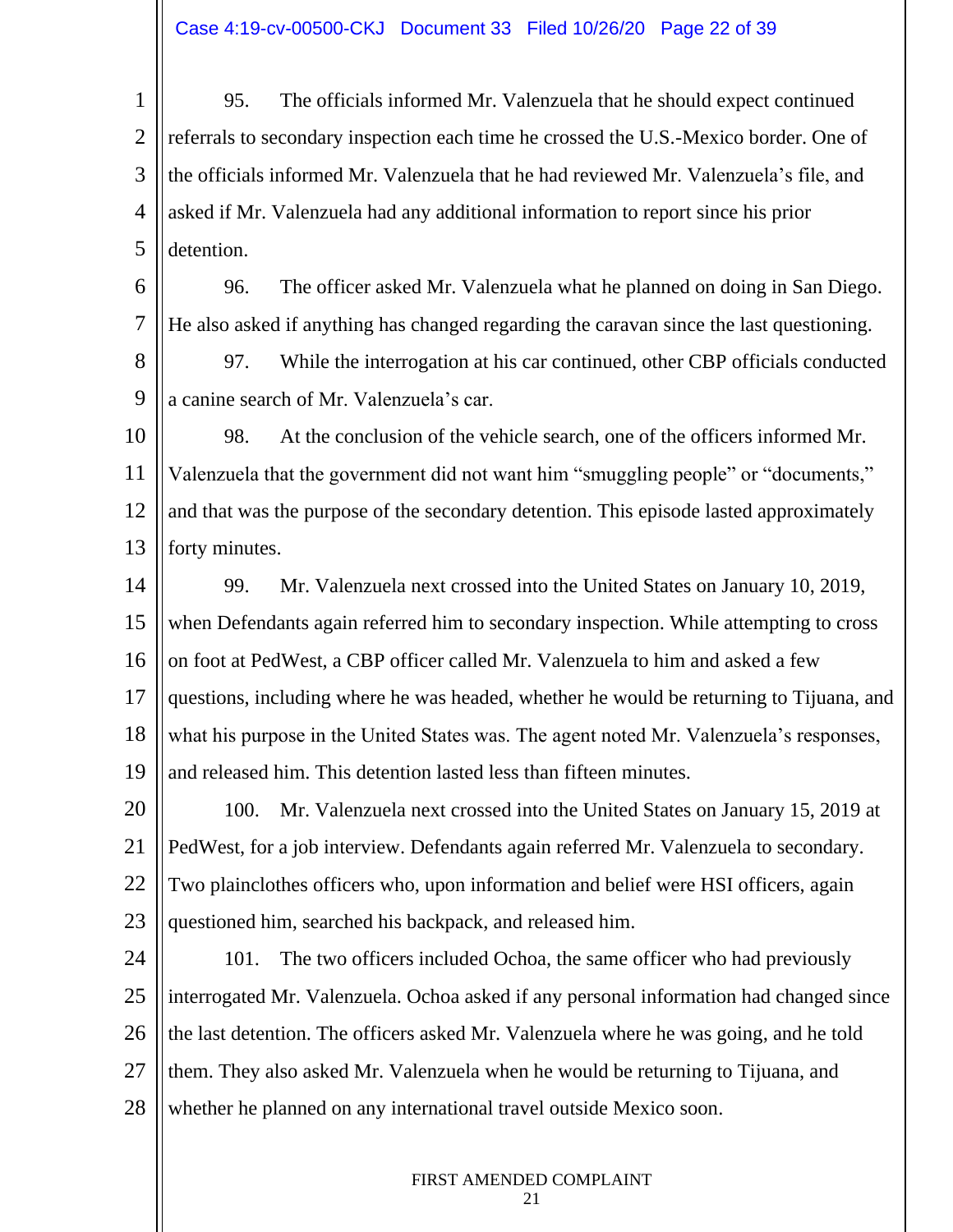95. The officials informed Mr. Valenzuela that he should expect continued referrals to secondary inspection each time he crossed the U.S.-Mexico border. One of the officials informed Mr. Valenzuela that he had reviewed Mr. Valenzuela's file, and asked if Mr. Valenzuela had any additional information to report since his prior detention.

96. The officer asked Mr. Valenzuela what he planned on doing in San Diego. He also asked if anything has changed regarding the caravan since the last questioning.

97. While the interrogation at his car continued, other CBP officials conducted a canine search of Mr. Valenzuela's car.

98. At the conclusion of the vehicle search, one of the officers informed Mr. Valenzuela that the government did not want him "smuggling people" or "documents," and that was the purpose of the secondary detention. This episode lasted approximately forty minutes.

99. Mr. Valenzuela next crossed into the United States on January 10, 2019, when Defendants again referred him to secondary inspection. While attempting to cross on foot at PedWest, a CBP officer called Mr. Valenzuela to him and asked a few questions, including where he was headed, whether he would be returning to Tijuana, and what his purpose in the United States was. The agent noted Mr. Valenzuela's responses, and released him. This detention lasted less than fifteen minutes.

100. Mr. Valenzuela next crossed into the United States on January 15, 2019 at PedWest, for a job interview. Defendants again referred Mr. Valenzuela to secondary. Two plainclothes officers who, upon information and belief were HSI officers, again questioned him, searched his backpack, and released him.

101. The two officers included Ochoa, the same officer who had previously interrogated Mr. Valenzuela. Ochoa asked if any personal information had changed since the last detention. The officers asked Mr. Valenzuela where he was going, and he told them. They also asked Mr. Valenzuela when he would be returning to Tijuana, and whether he planned on any international travel outside Mexico soon.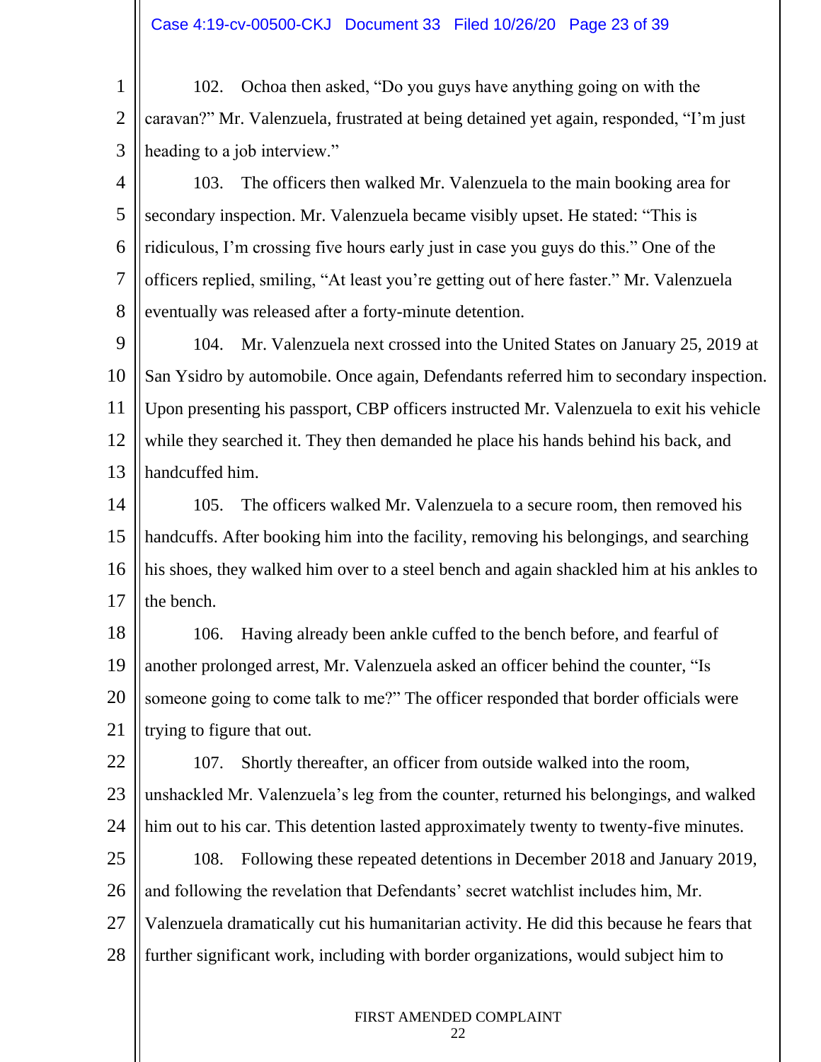102. Ochoa then asked, "Do you guys have anything going on with the caravan?" Mr. Valenzuela, frustrated at being detained yet again, responded, "I'm just heading to a job interview."

103. The officers then walked Mr. Valenzuela to the main booking area for secondary inspection. Mr. Valenzuela became visibly upset. He stated: "This is ridiculous, I'm crossing five hours early just in case you guys do this." One of the officers replied, smiling, "At least you're getting out of here faster." Mr. Valenzuela eventually was released after a forty-minute detention.

104. Mr. Valenzuela next crossed into the United States on January 25, 2019 at San Ysidro by automobile. Once again, Defendants referred him to secondary inspection. Upon presenting his passport, CBP officers instructed Mr. Valenzuela to exit his vehicle while they searched it. They then demanded he place his hands behind his back, and handcuffed him.

105. The officers walked Mr. Valenzuela to a secure room, then removed his handcuffs. After booking him into the facility, removing his belongings, and searching his shoes, they walked him over to a steel bench and again shackled him at his ankles to the bench.

106. Having already been ankle cuffed to the bench before, and fearful of another prolonged arrest, Mr. Valenzuela asked an officer behind the counter, "Is someone going to come talk to me?" The officer responded that border officials were trying to figure that out.

107. Shortly thereafter, an officer from outside walked into the room, unshackled Mr. Valenzuela's leg from the counter, returned his belongings, and walked him out to his car. This detention lasted approximately twenty to twenty-five minutes.

108. Following these repeated detentions in December 2018 and January 2019, and following the revelation that Defendants' secret watchlist includes him, Mr. Valenzuela dramatically cut his humanitarian activity. He did this because he fears that further significant work, including with border organizations, would subject him to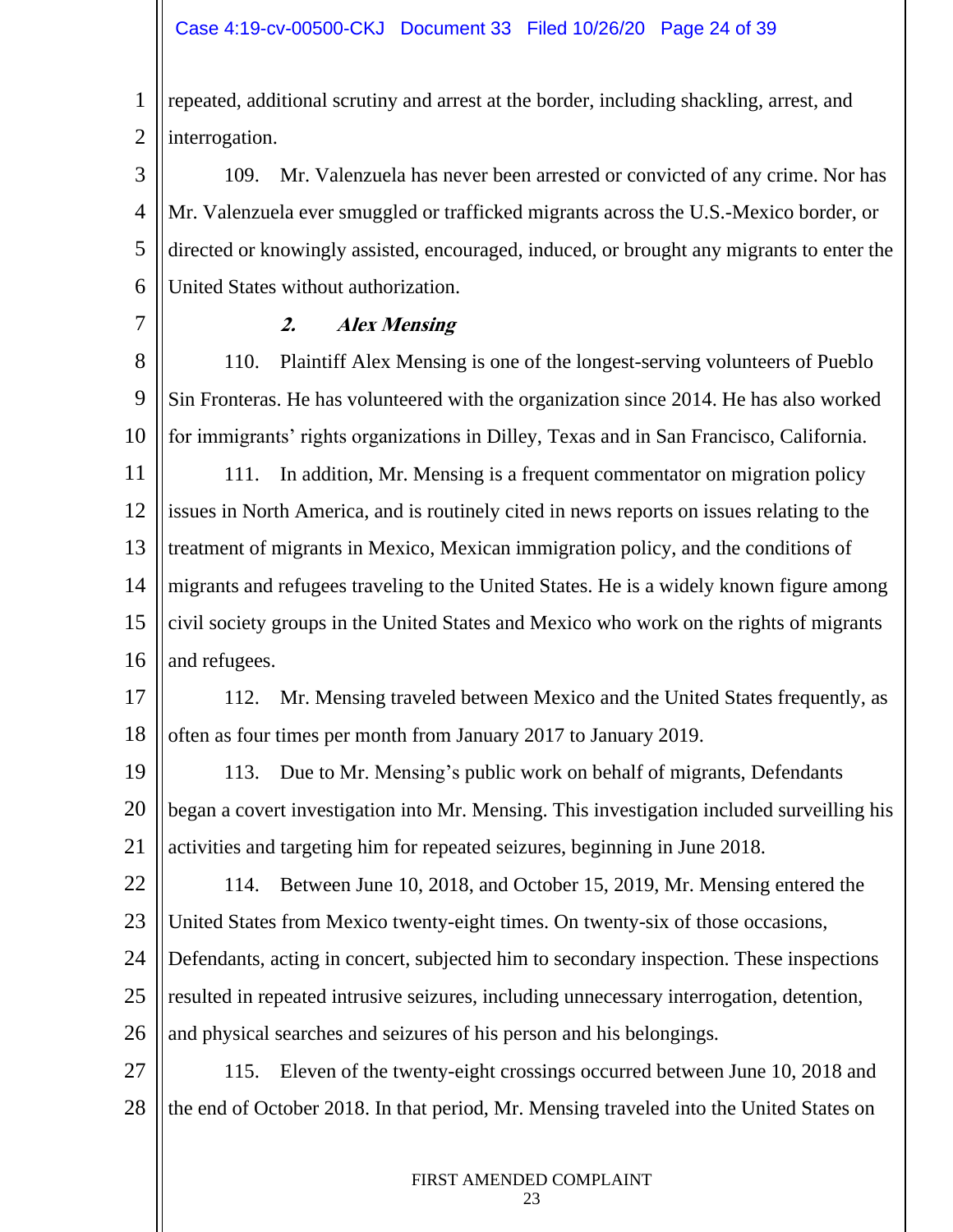repeated, additional scrutiny and arrest at the border, including shackling, arrest, and interrogation.

109. Mr. Valenzuela has never been arrested or convicted of any crime. Nor has Mr. Valenzuela ever smuggled or trafficked migrants across the U.S.-Mexico border, or directed or knowingly assisted, encouraged, induced, or brought any migrants to enter the United States without authorization.

#### ***2. Alex Mensing***

110. Plaintiff Alex Mensing is one of the longest-serving volunteers of Pueblo Sin Fronteras. He has volunteered with the organization since 2014. He has also worked for immigrants' rights organizations in Dilley, Texas and in San Francisco, California.

111. In addition, Mr. Mensing is a frequent commentator on migration policy issues in North America, and is routinely cited in news reports on issues relating to the treatment of migrants in Mexico, Mexican immigration policy, and the conditions of migrants and refugees traveling to the United States. He is a widely known figure among civil society groups in the United States and Mexico who work on the rights of migrants and refugees.

112. Mr. Mensing traveled between Mexico and the United States frequently, as often as four times per month from January 2017 to January 2019.

113. Due to Mr. Mensing's public work on behalf of migrants, Defendants began a covert investigation into Mr. Mensing. This investigation included surveilling his activities and targeting him for repeated seizures, beginning in June 2018.

114. Between June 10, 2018, and October 15, 2019, Mr. Mensing entered the United States from Mexico twenty-eight times. On twenty-six of those occasions, Defendants, acting in concert, subjected him to secondary inspection. These inspections resulted in repeated intrusive seizures, including unnecessary interrogation, detention, and physical searches and seizures of his person and his belongings.

115. Eleven of the twenty-eight crossings occurred between June 10, 2018 and the end of October 2018. In that period, Mr. Mensing traveled into the United States on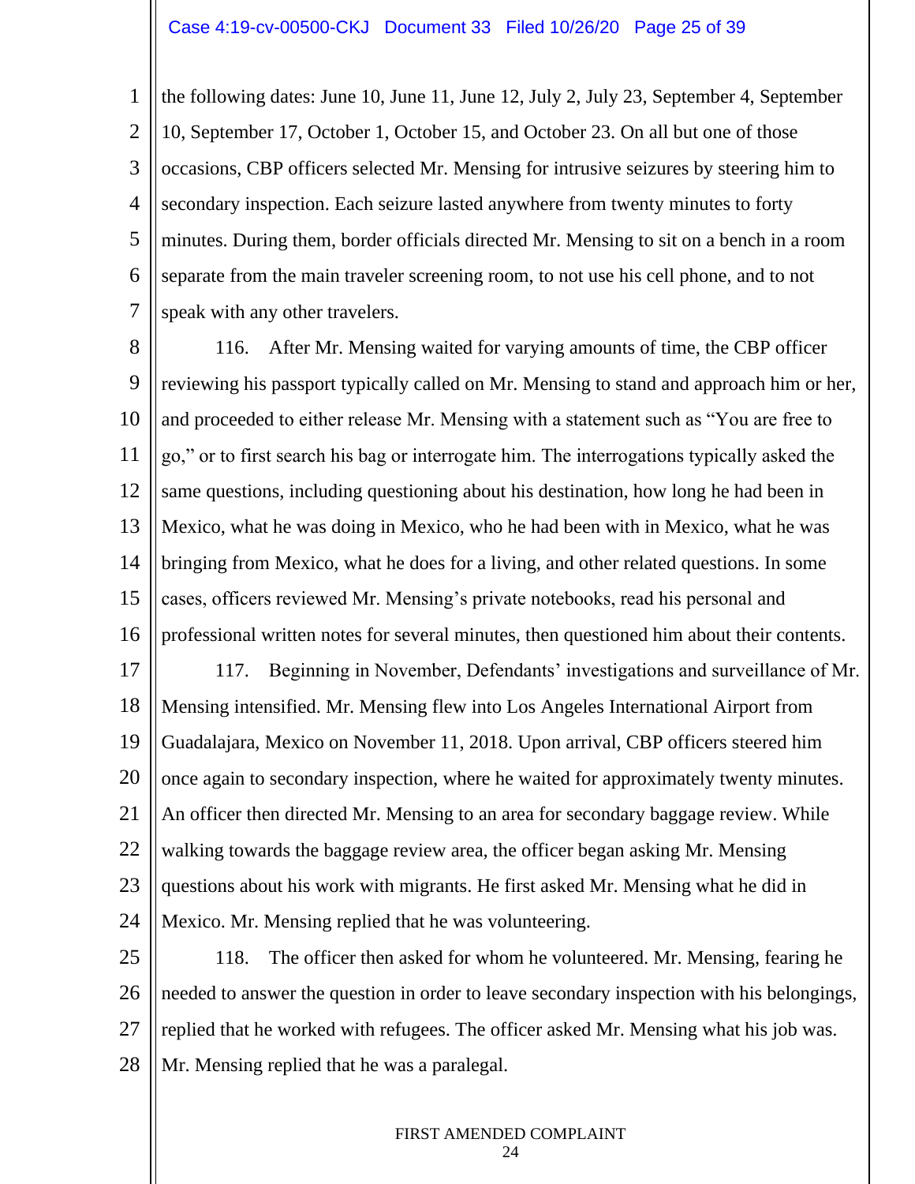the following dates: June 10, June 11, June 12, July 2, July 23, September 4, September 10, September 17, October 1, October 15, and October 23. On all but one of those occasions, CBP officers selected Mr. Mensing for intrusive seizures by steering him to secondary inspection. Each seizure lasted anywhere from twenty minutes to forty minutes. During them, border officials directed Mr. Mensing to sit on a bench in a room separate from the main traveler screening room, to not use his cell phone, and to not speak with any other travelers.

116. After Mr. Mensing waited for varying amounts of time, the CBP officer reviewing his passport typically called on Mr. Mensing to stand and approach him or her, and proceeded to either release Mr. Mensing with a statement such as "You are free to go," or to first search his bag or interrogate him. The interrogations typically asked the same questions, including questioning about his destination, how long he had been in Mexico, what he was doing in Mexico, who he had been with in Mexico, what he was bringing from Mexico, what he does for a living, and other related questions. In some cases, officers reviewed Mr. Mensing's private notebooks, read his personal and professional written notes for several minutes, then questioned him about their contents.

117. Beginning in November, Defendants' investigations and surveillance of Mr. Mensing intensified. Mr. Mensing flew into Los Angeles International Airport from Guadalajara, Mexico on November 11, 2018. Upon arrival, CBP officers steered him once again to secondary inspection, where he waited for approximately twenty minutes. An officer then directed Mr. Mensing to an area for secondary baggage review. While walking towards the baggage review area, the officer began asking Mr. Mensing questions about his work with migrants. He first asked Mr. Mensing what he did in Mexico. Mr. Mensing replied that he was volunteering.

118. The officer then asked for whom he volunteered. Mr. Mensing, fearing he needed to answer the question in order to leave secondary inspection with his belongings, replied that he worked with refugees. The officer asked Mr. Mensing what his job was. Mr. Mensing replied that he was a paralegal.

FIRST AMENDED COMPLAINT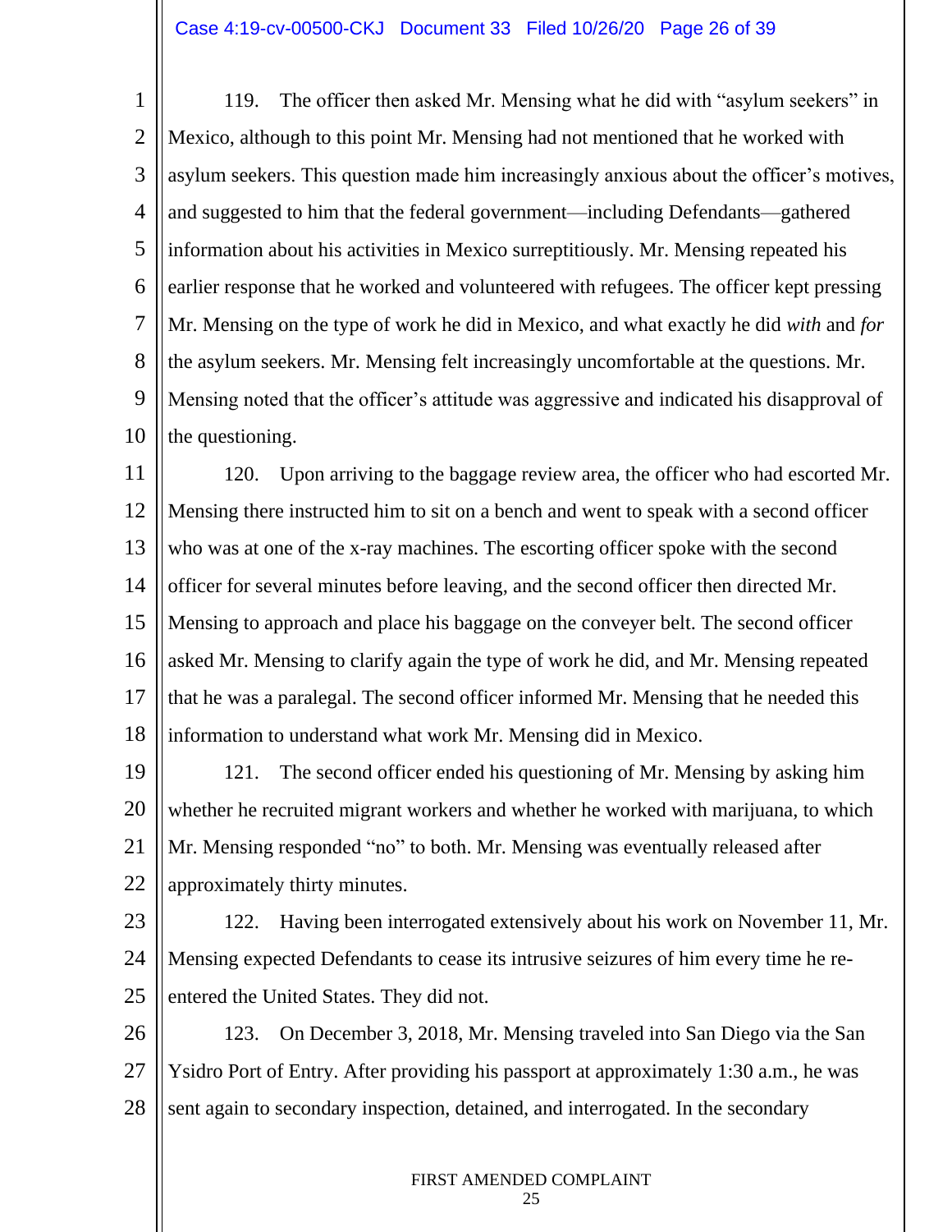119. The officer then asked Mr. Mensing what he did with "asylum seekers" in Mexico, although to this point Mr. Mensing had not mentioned that he worked with asylum seekers. This question made him increasingly anxious about the officer's motives, and suggested to him that the federal government—including Defendants—gathered information about his activities in Mexico surreptitiously. Mr. Mensing repeated his earlier response that he worked and volunteered with refugees. The officer kept pressing Mr. Mensing on the type of work he did in Mexico, and what exactly he did *with* and *for* the asylum seekers. Mr. Mensing felt increasingly uncomfortable at the questions. Mr. Mensing noted that the officer's attitude was aggressive and indicated his disapproval of the questioning.

120. Upon arriving to the baggage review area, the officer who had escorted Mr. Mensing there instructed him to sit on a bench and went to speak with a second officer who was at one of the x-ray machines. The escorting officer spoke with the second officer for several minutes before leaving, and the second officer then directed Mr. Mensing to approach and place his baggage on the conveyer belt. The second officer asked Mr. Mensing to clarify again the type of work he did, and Mr. Mensing repeated that he was a paralegal. The second officer informed Mr. Mensing that he needed this information to understand what work Mr. Mensing did in Mexico.

121. The second officer ended his questioning of Mr. Mensing by asking him whether he recruited migrant workers and whether he worked with marijuana, to which Mr. Mensing responded "no" to both. Mr. Mensing was eventually released after approximately thirty minutes.

122. Having been interrogated extensively about his work on November 11, Mr. Mensing expected Defendants to cease its intrusive seizures of him every time he re-entered the United States. They did not.

123. On December 3, 2018, Mr. Mensing traveled into San Diego via the San Ysidro Port of Entry. After providing his passport at approximately 1:30 a.m., he was sent again to secondary inspection, detained, and interrogated. In the secondary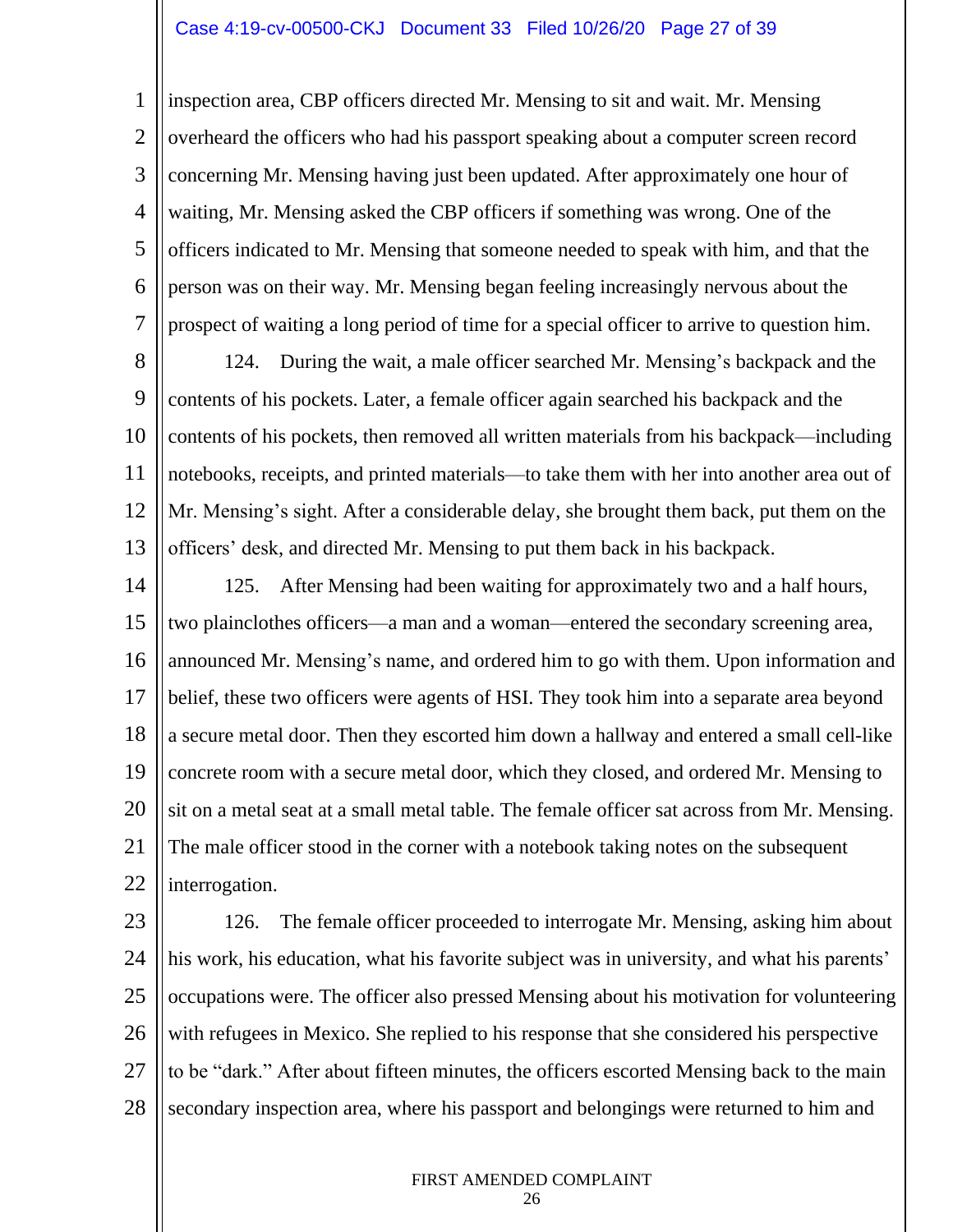inspection area, CBP officers directed Mr. Mensing to sit and wait. Mr. Mensing overheard the officers who had his passport speaking about a computer screen record concerning Mr. Mensing having just been updated. After approximately one hour of waiting, Mr. Mensing asked the CBP officers if something was wrong. One of the officers indicated to Mr. Mensing that someone needed to speak with him, and that the person was on their way. Mr. Mensing began feeling increasingly nervous about the prospect of waiting a long period of time for a special officer to arrive to question him.

124. During the wait, a male officer searched Mr. Mensing's backpack and the contents of his pockets. Later, a female officer again searched his backpack and the contents of his pockets, then removed all written materials from his backpack—including notebooks, receipts, and printed materials—to take them with her into another area out of Mr. Mensing's sight. After a considerable delay, she brought them back, put them on the officers' desk, and directed Mr. Mensing to put them back in his backpack.

125. After Mensing had been waiting for approximately two and a half hours, two plainclothes officers—a man and a woman—entered the secondary screening area, announced Mr. Mensing's name, and ordered him to go with them. Upon information and belief, these two officers were agents of HSI. They took him into a separate area beyond a secure metal door. Then they escorted him down a hallway and entered a small cell-like concrete room with a secure metal door, which they closed, and ordered Mr. Mensing to sit on a metal seat at a small metal table. The female officer sat across from Mr. Mensing. The male officer stood in the corner with a notebook taking notes on the subsequent interrogation.

126. The female officer proceeded to interrogate Mr. Mensing, asking him about his work, his education, what his favorite subject was in university, and what his parents' occupations were. The officer also pressed Mensing about his motivation for volunteering with refugees in Mexico. She replied to his response that she considered his perspective to be "dark." After about fifteen minutes, the officers escorted Mensing back to the main secondary inspection area, where his passport and belongings were returned to him and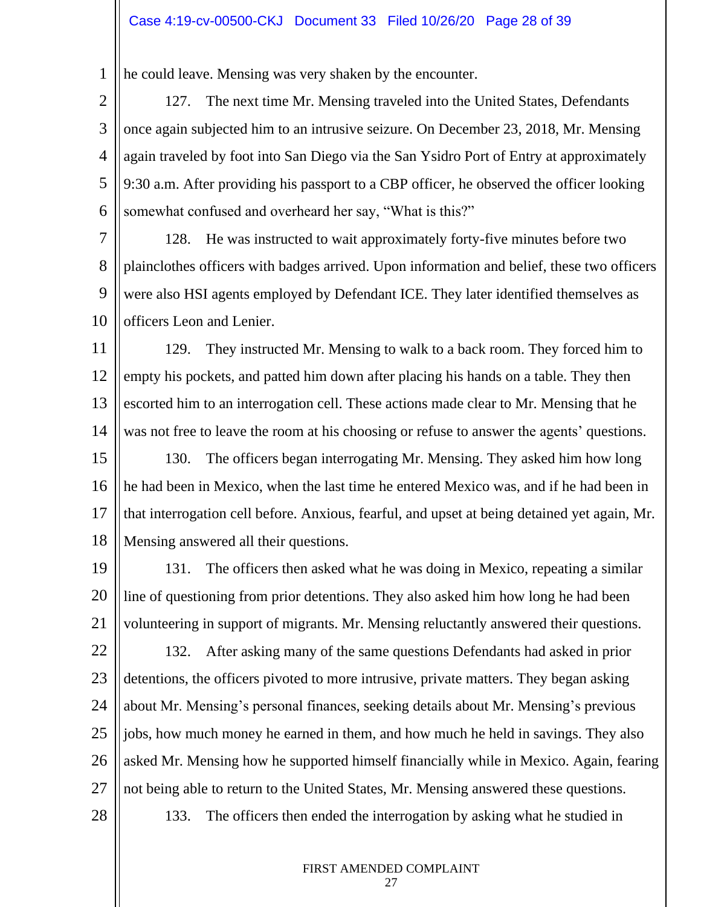he could leave. Mensing was very shaken by the encounter.

127. The next time Mr. Mensing traveled into the United States, Defendants once again subjected him to an intrusive seizure. On December 23, 2018, Mr. Mensing again traveled by foot into San Diego via the San Ysidro Port of Entry at approximately 9:30 a.m. After providing his passport to a CBP officer, he observed the officer looking somewhat confused and overheard her say, "What is this?"

128. He was instructed to wait approximately forty-five minutes before two plainclothes officers with badges arrived. Upon information and belief, these two officers were also HSI agents employed by Defendant ICE. They later identified themselves as officers Leon and Lenier.

129. They instructed Mr. Mensing to walk to a back room. They forced him to empty his pockets, and patted him down after placing his hands on a table. They then escorted him to an interrogation cell. These actions made clear to Mr. Mensing that he was not free to leave the room at his choosing or refuse to answer the agents' questions.

130. The officers began interrogating Mr. Mensing. They asked him how long he had been in Mexico, when the last time he entered Mexico was, and if he had been in that interrogation cell before. Anxious, fearful, and upset at being detained yet again, Mr. Mensing answered all their questions.

131. The officers then asked what he was doing in Mexico, repeating a similar line of questioning from prior detentions. They also asked him how long he had been volunteering in support of migrants. Mr. Mensing reluctantly answered their questions.

132. After asking many of the same questions Defendants had asked in prior detentions, the officers pivoted to more intrusive, private matters. They began asking about Mr. Mensing's personal finances, seeking details about Mr. Mensing's previous jobs, how much money he earned in them, and how much he held in savings. They also asked Mr. Mensing how he supported himself financially while in Mexico. Again, fearing not being able to return to the United States, Mr. Mensing answered these questions.

133. The officers then ended the interrogation by asking what he studied in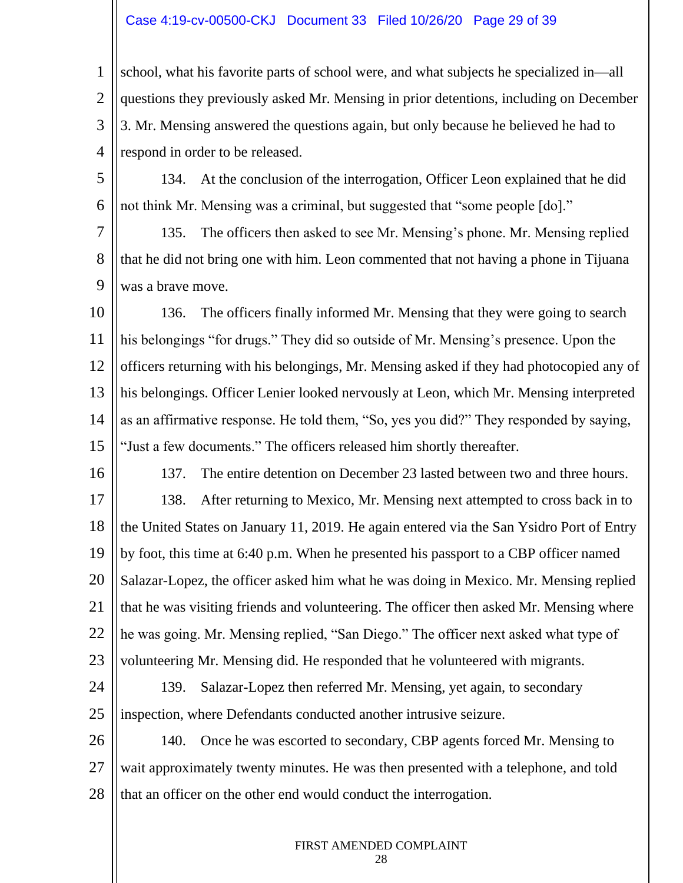school, what his favorite parts of school were, and what subjects he specialized in—all questions they previously asked Mr. Mensing in prior detentions, including on December 3. Mr. Mensing answered the questions again, but only because he believed he had to respond in order to be released.

134. At the conclusion of the interrogation, Officer Leon explained that he did not think Mr. Mensing was a criminal, but suggested that "some people [do]."

135. The officers then asked to see Mr. Mensing's phone. Mr. Mensing replied that he did not bring one with him. Leon commented that not having a phone in Tijuana was a brave move.

136. The officers finally informed Mr. Mensing that they were going to search his belongings "for drugs." They did so outside of Mr. Mensing's presence. Upon the officers returning with his belongings, Mr. Mensing asked if they had photocopied any of his belongings. Officer Lenier looked nervously at Leon, which Mr. Mensing interpreted as an affirmative response. He told them, "So, yes you did?" They responded by saying, "Just a few documents." The officers released him shortly thereafter.

137. The entire detention on December 23 lasted between two and three hours.

138. After returning to Mexico, Mr. Mensing next attempted to cross back in to the United States on January 11, 2019. He again entered via the San Ysidro Port of Entry by foot, this time at 6:40 p.m. When he presented his passport to a CBP officer named Salazar-Lopez, the officer asked him what he was doing in Mexico. Mr. Mensing replied that he was visiting friends and volunteering. The officer then asked Mr. Mensing where he was going. Mr. Mensing replied, "San Diego." The officer next asked what type of volunteering Mr. Mensing did. He responded that he volunteered with migrants.

139. Salazar-Lopez then referred Mr. Mensing, yet again, to secondary inspection, where Defendants conducted another intrusive seizure.

140. Once he was escorted to secondary, CBP agents forced Mr. Mensing to wait approximately twenty minutes. He was then presented with a telephone, and told that an officer on the other end would conduct the interrogation.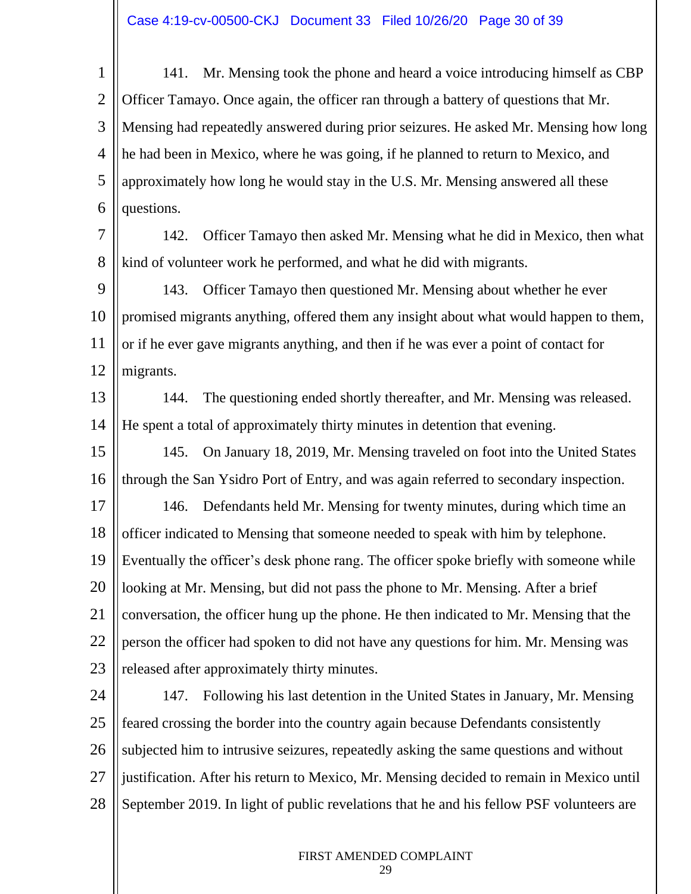141. Mr. Mensing took the phone and heard a voice introducing himself as CBP Officer Tamayo. Once again, the officer ran through a battery of questions that Mr. Mensing had repeatedly answered during prior seizures. He asked Mr. Mensing how long he had been in Mexico, where he was going, if he planned to return to Mexico, and approximately how long he would stay in the U.S. Mr. Mensing answered all these questions.

142. Officer Tamayo then asked Mr. Mensing what he did in Mexico, then what kind of volunteer work he performed, and what he did with migrants.

143. Officer Tamayo then questioned Mr. Mensing about whether he ever promised migrants anything, offered them any insight about what would happen to them, or if he ever gave migrants anything, and then if he was ever a point of contact for migrants.

144. The questioning ended shortly thereafter, and Mr. Mensing was released. He spent a total of approximately thirty minutes in detention that evening.

145. On January 18, 2019, Mr. Mensing traveled on foot into the United States through the San Ysidro Port of Entry, and was again referred to secondary inspection.

146. Defendants held Mr. Mensing for twenty minutes, during which time an officer indicated to Mensing that someone needed to speak with him by telephone. Eventually the officer's desk phone rang. The officer spoke briefly with someone while looking at Mr. Mensing, but did not pass the phone to Mr. Mensing. After a brief conversation, the officer hung up the phone. He then indicated to Mr. Mensing that the person the officer had spoken to did not have any questions for him. Mr. Mensing was released after approximately thirty minutes.

147. Following his last detention in the United States in January, Mr. Mensing feared crossing the border into the country again because Defendants consistently subjected him to intrusive seizures, repeatedly asking the same questions and without justification. After his return to Mexico, Mr. Mensing decided to remain in Mexico until September 2019. In light of public revelations that he and his fellow PSF volunteers are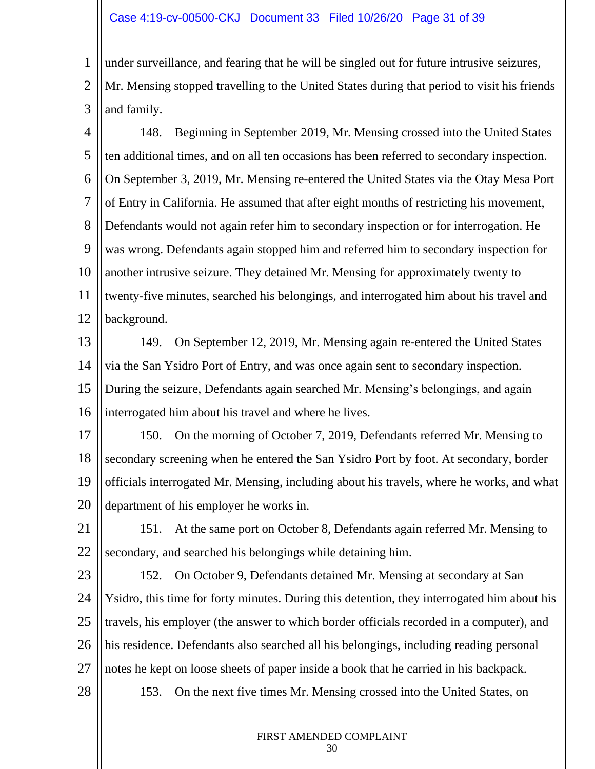under surveillance, and fearing that he will be singled out for future intrusive seizures, Mr. Mensing stopped travelling to the United States during that period to visit his friends and family.

148. Beginning in September 2019, Mr. Mensing crossed into the United States ten additional times, and on all ten occasions has been referred to secondary inspection. On September 3, 2019, Mr. Mensing re-entered the United States via the Otay Mesa Port of Entry in California. He assumed that after eight months of restricting his movement, Defendants would not again refer him to secondary inspection or for interrogation. He was wrong. Defendants again stopped him and referred him to secondary inspection for another intrusive seizure. They detained Mr. Mensing for approximately twenty to twenty-five minutes, searched his belongings, and interrogated him about his travel and background.

149. On September 12, 2019, Mr. Mensing again re-entered the United States via the San Ysidro Port of Entry, and was once again sent to secondary inspection. During the seizure, Defendants again searched Mr. Mensing's belongings, and again interrogated him about his travel and where he lives.

150. On the morning of October 7, 2019, Defendants referred Mr. Mensing to secondary screening when he entered the San Ysidro Port by foot. At secondary, border officials interrogated Mr. Mensing, including about his travels, where he works, and what department of his employer he works in.

151. At the same port on October 8, Defendants again referred Mr. Mensing to secondary, and searched his belongings while detaining him.

152. On October 9, Defendants detained Mr. Mensing at secondary at San Ysidro, this time for forty minutes. During this detention, they interrogated him about his travels, his employer (the answer to which border officials recorded in a computer), and his residence. Defendants also searched all his belongings, including reading personal notes he kept on loose sheets of paper inside a book that he carried in his backpack.

153. On the next five times Mr. Mensing crossed into the United States, on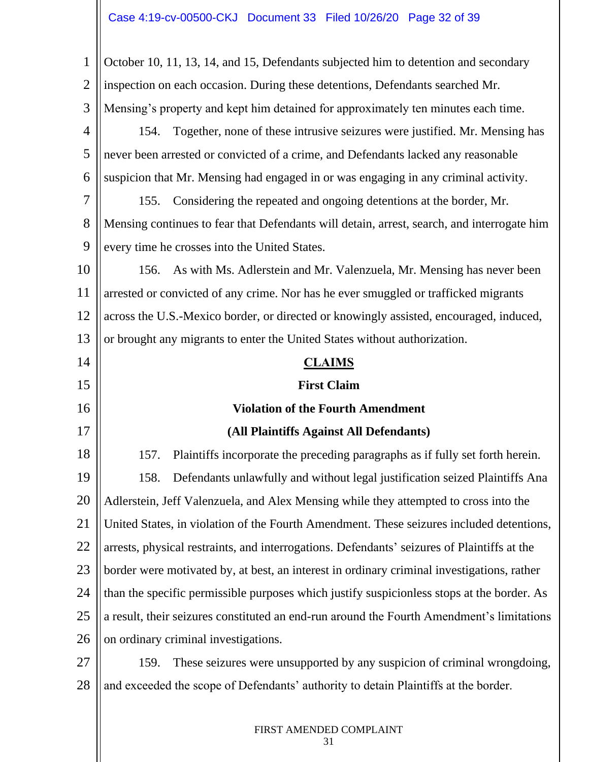October 10, 11, 13, 14, and 15, Defendants subjected him to detention and secondary inspection on each occasion. During these detentions, Defendants searched Mr. Mensing's property and kept him detained for approximately ten minutes each time.

154. Together, none of these intrusive seizures were justified. Mr. Mensing has never been arrested or convicted of a crime, and Defendants lacked any reasonable suspicion that Mr. Mensing had engaged in or was engaging in any criminal activity.

155. Considering the repeated and ongoing detentions at the border, Mr. Mensing continues to fear that Defendants will detain, arrest, search, and interrogate him every time he crosses into the United States.

156. As with Ms. Adlerstein and Mr. Valenzuela, Mr. Mensing has never been arrested or convicted of any crime. Nor has he ever smuggled or trafficked migrants across the U.S.-Mexico border, or directed or knowingly assisted, encouraged, induced, or brought any migrants to enter the United States without authorization.

## CLAIMS

### First Claim

### Violation of the Fourth Amendment

### (All Plaintiffs Against All Defendants)

157. Plaintiffs incorporate the preceding paragraphs as if fully set forth herein.

158. Defendants unlawfully and without legal justification seized Plaintiffs Ana Adlerstein, Jeff Valenzuela, and Alex Mensing while they attempted to cross into the United States, in violation of the Fourth Amendment. These seizures included detentions, arrests, physical restraints, and interrogations. Defendants' seizures of Plaintiffs at the border were motivated by, at best, an interest in ordinary criminal investigations, rather than the specific permissible purposes which justify suspicionless stops at the border. As a result, their seizures constituted an end-run around the Fourth Amendment's limitations on ordinary criminal investigations.

159. These seizures were unsupported by any suspicion of criminal wrongdoing, and exceeded the scope of Defendants' authority to detain Plaintiffs at the border.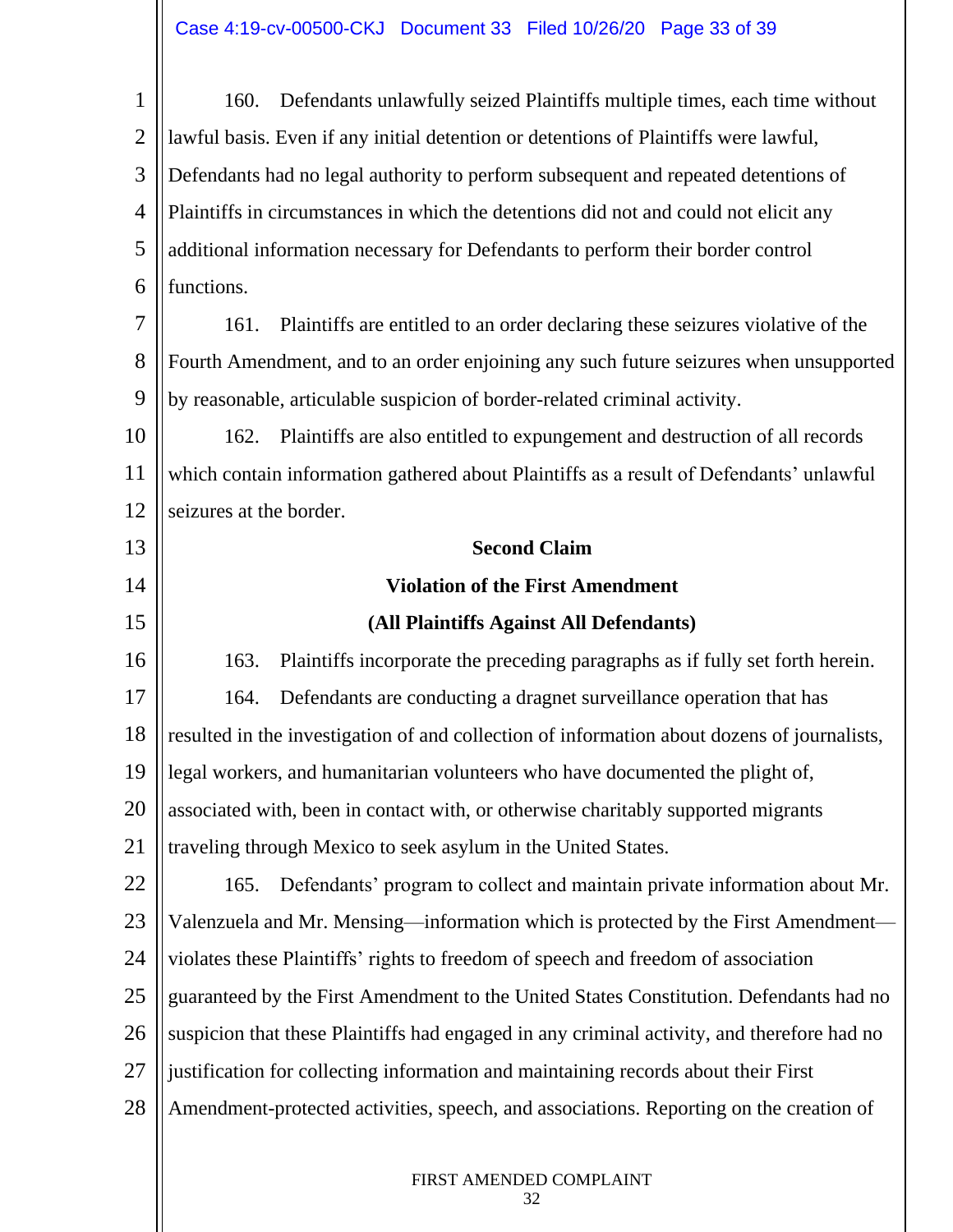160. Defendants unlawfully seized Plaintiffs multiple times, each time without lawful basis. Even if any initial detention or detentions of Plaintiffs were lawful, Defendants had no legal authority to perform subsequent and repeated detentions of Plaintiffs in circumstances in which the detentions did not and could not elicit any additional information necessary for Defendants to perform their border control functions.

161. Plaintiffs are entitled to an order declaring these seizures violative of the Fourth Amendment, and to an order enjoining any such future seizures when unsupported by reasonable, articulable suspicion of border-related criminal activity.

162. Plaintiffs are also entitled to expungement and destruction of all records which contain information gathered about Plaintiffs as a result of Defendants' unlawful seizures at the border.

**Second Claim**

**Violation of the First Amendment**

**(All Plaintiffs Against All Defendants)**

163. Plaintiffs incorporate the preceding paragraphs as if fully set forth herein.

164. Defendants are conducting a dragnet surveillance operation that has resulted in the investigation of and collection of information about dozens of journalists, legal workers, and humanitarian volunteers who have documented the plight of, associated with, been in contact with, or otherwise charitably supported migrants traveling through Mexico to seek asylum in the United States.

165. Defendants' program to collect and maintain private information about Mr. Valenzuela and Mr. Mensing—information which is protected by the First Amendment—violates these Plaintiffs' rights to freedom of speech and freedom of association guaranteed by the First Amendment to the United States Constitution. Defendants had no suspicion that these Plaintiffs had engaged in any criminal activity, and therefore had no justification for collecting information and maintaining records about their First Amendment-protected activities, speech, and associations. Reporting on the creation of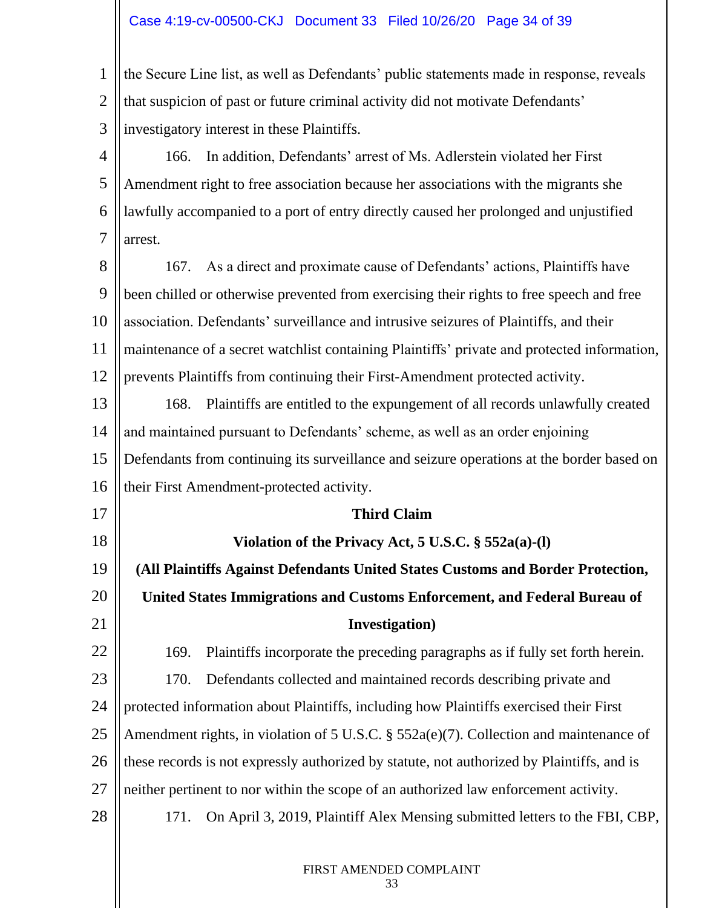the Secure Line list, as well as Defendants' public statements made in response, reveals that suspicion of past or future criminal activity did not motivate Defendants' investigatory interest in these Plaintiffs.

166. In addition, Defendants' arrest of Ms. Adlerstein violated her First Amendment right to free association because her associations with the migrants she lawfully accompanied to a port of entry directly caused her prolonged and unjustified arrest.

167. As a direct and proximate cause of Defendants' actions, Plaintiffs have been chilled or otherwise prevented from exercising their rights to free speech and free association. Defendants' surveillance and intrusive seizures of Plaintiffs, and their maintenance of a secret watchlist containing Plaintiffs' private and protected information, prevents Plaintiffs from continuing their First-Amendment protected activity.

168. Plaintiffs are entitled to the expungement of all records unlawfully created and maintained pursuant to Defendants' scheme, as well as an order enjoining Defendants from continuing its surveillance and seizure operations at the border based on their First Amendment-protected activity.

**Third Claim**

**Violation of the Privacy Act, 5 U.S.C. § 552a(a)-(l)**

**(All Plaintiffs Against Defendants United States Customs and Border Protection, United States Immigrations and Customs Enforcement, and Federal Bureau of Investigation)**

169. Plaintiffs incorporate the preceding paragraphs as if fully set forth herein.

170. Defendants collected and maintained records describing private and protected information about Plaintiffs, including how Plaintiffs exercised their First Amendment rights, in violation of 5 U.S.C. § 552a(e)(7). Collection and maintenance of these records is not expressly authorized by statute, not authorized by Plaintiffs, and is neither pertinent to nor within the scope of an authorized law enforcement activity.

171. On April 3, 2019, Plaintiff Alex Mensing submitted letters to the FBI, CBP,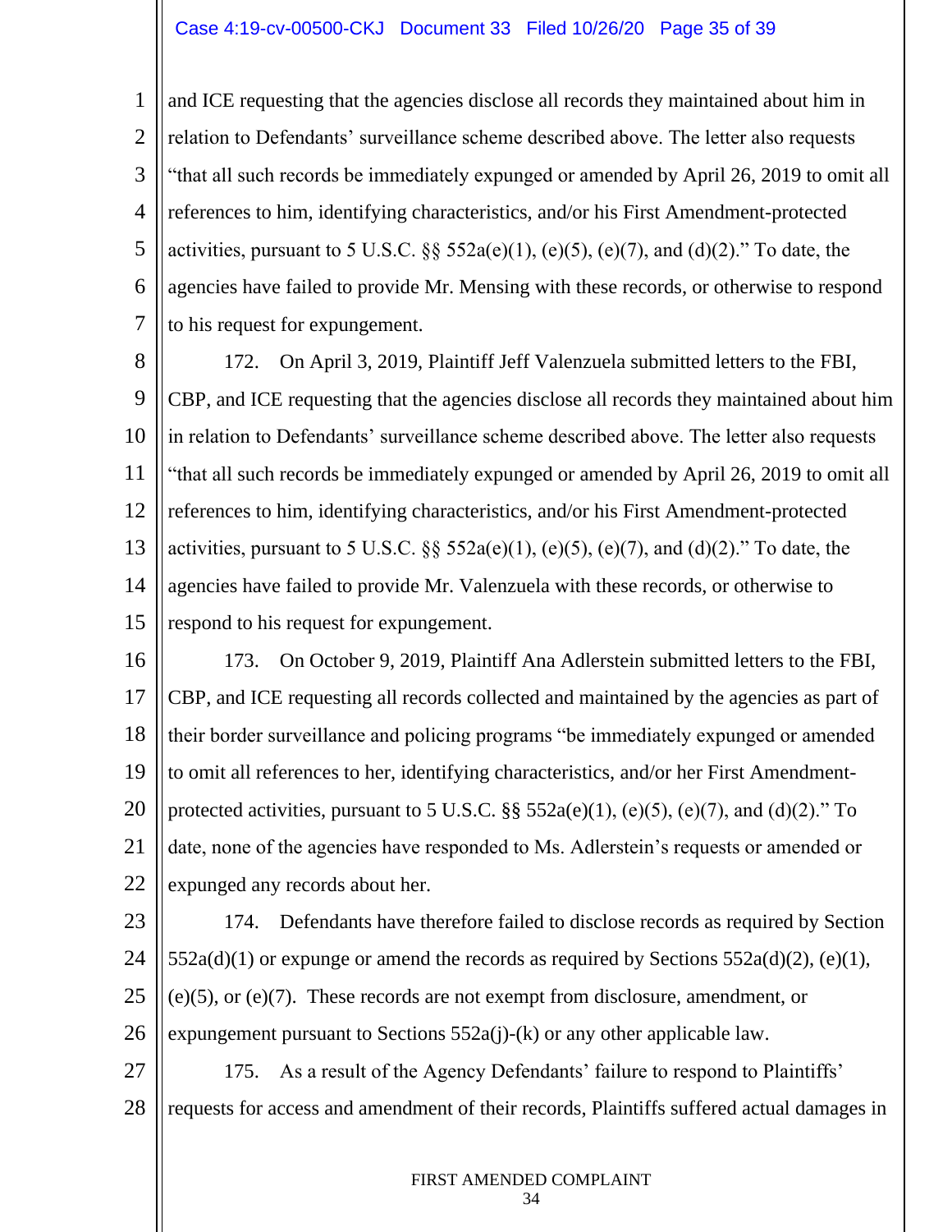and ICE requesting that the agencies disclose all records they maintained about him in relation to Defendants' surveillance scheme described above. The letter also requests "that all such records be immediately expunged or amended by April 26, 2019 to omit all references to him, identifying characteristics, and/or his First Amendment-protected activities, pursuant to 5 U.S.C. §§ 552a(e)(1), (e)(5), (e)(7), and (d)(2)." To date, the agencies have failed to provide Mr. Mensing with these records, or otherwise to respond to his request for expungement.

172. On April 3, 2019, Plaintiff Jeff Valenzuela submitted letters to the FBI, CBP, and ICE requesting that the agencies disclose all records they maintained about him in relation to Defendants' surveillance scheme described above. The letter also requests "that all such records be immediately expunged or amended by April 26, 2019 to omit all references to him, identifying characteristics, and/or his First Amendment-protected activities, pursuant to 5 U.S.C. §§ 552a(e)(1), (e)(5), (e)(7), and (d)(2)." To date, the agencies have failed to provide Mr. Valenzuela with these records, or otherwise to respond to his request for expungement.

173. On October 9, 2019, Plaintiff Ana Adlerstein submitted letters to the FBI, CBP, and ICE requesting all records collected and maintained by the agencies as part of their border surveillance and policing programs "be immediately expunged or amended to omit all references to her, identifying characteristics, and/or her First Amendment-protected activities, pursuant to 5 U.S.C. §§ 552a(e)(1), (e)(5), (e)(7), and (d)(2)." To date, none of the agencies have responded to Ms. Adlerstein's requests or amended or expunged any records about her.

174. Defendants have therefore failed to disclose records as required by Section 552a(d)(1) or expunge or amend the records as required by Sections 552a(d)(2), (e)(1), (e)(5), or (e)(7). These records are not exempt from disclosure, amendment, or expungement pursuant to Sections 552a(j)-(k) or any other applicable law.

175. As a result of the Agency Defendants' failure to respond to Plaintiffs' requests for access and amendment of their records, Plaintiffs suffered actual damages in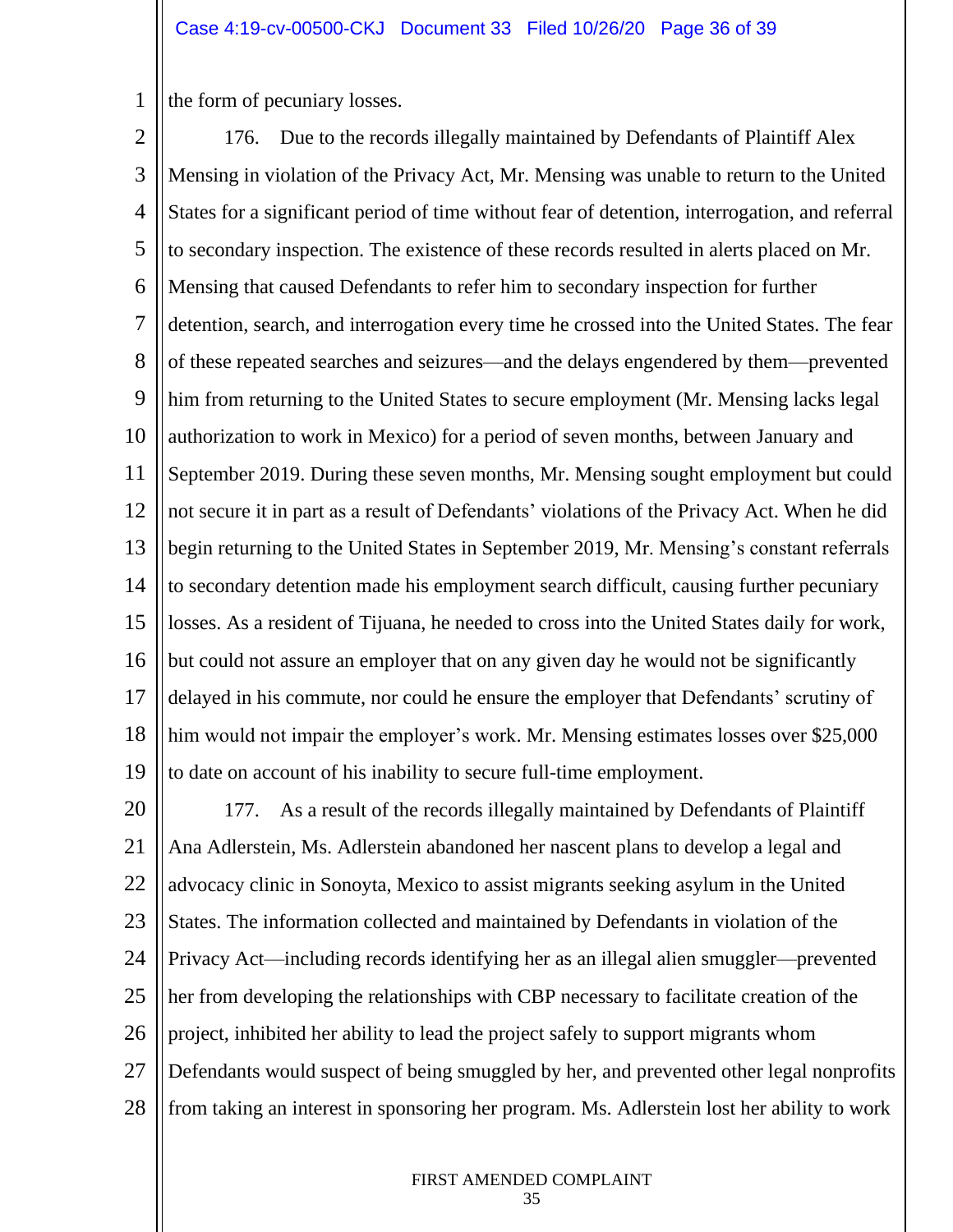the form of pecuniary losses.

176. Due to the records illegally maintained by Defendants of Plaintiff Alex Mensing in violation of the Privacy Act, Mr. Mensing was unable to return to the United States for a significant period of time without fear of detention, interrogation, and referral to secondary inspection. The existence of these records resulted in alerts placed on Mr. Mensing that caused Defendants to refer him to secondary inspection for further detention, search, and interrogation every time he crossed into the United States. The fear of these repeated searches and seizures—and the delays engendered by them—prevented him from returning to the United States to secure employment (Mr. Mensing lacks legal authorization to work in Mexico) for a period of seven months, between January and September 2019. During these seven months, Mr. Mensing sought employment but could not secure it in part as a result of Defendants' violations of the Privacy Act. When he did begin returning to the United States in September 2019, Mr. Mensing's constant referrals to secondary detention made his employment search difficult, causing further pecuniary losses. As a resident of Tijuana, he needed to cross into the United States daily for work, but could not assure an employer that on any given day he would not be significantly delayed in his commute, nor could he ensure the employer that Defendants' scrutiny of him would not impair the employer's work. Mr. Mensing estimates losses over $25,000 to date on account of his inability to secure full-time employment.

177. As a result of the records illegally maintained by Defendants of Plaintiff Ana Adlerstein, Ms. Adlerstein abandoned her nascent plans to develop a legal and advocacy clinic in Sonoyta, Mexico to assist migrants seeking asylum in the United States. The information collected and maintained by Defendants in violation of the Privacy Act—including records identifying her as an illegal alien smuggler—prevented her from developing the relationships with CBP necessary to facilitate creation of the project, inhibited her ability to lead the project safely to support migrants whom Defendants would suspect of being smuggled by her, and prevented other legal nonprofits from taking an interest in sponsoring her program. Ms. Adlerstein lost her ability to work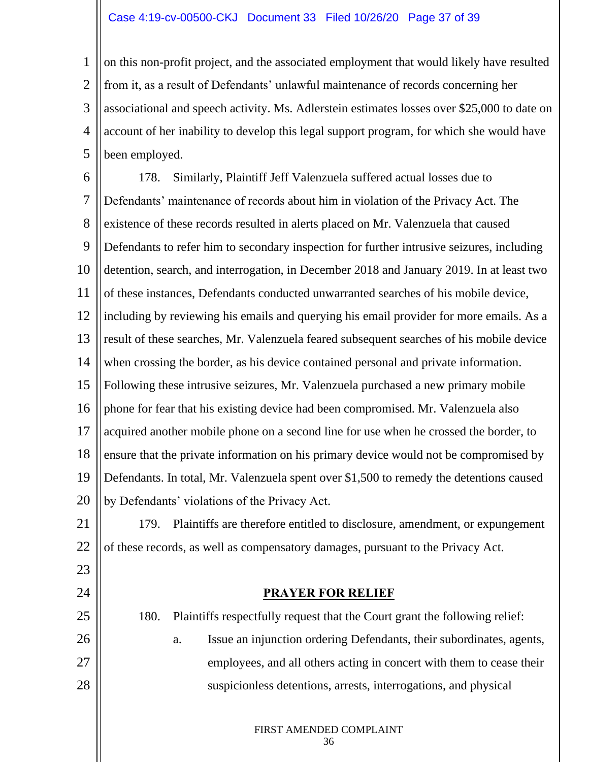on this non-profit project, and the associated employment that would likely have resulted from it, as a result of Defendants' unlawful maintenance of records concerning her associational and speech activity. Ms. Adlerstein estimates losses over $25,000 to date on account of her inability to develop this legal support program, for which she would have been employed.

178. Similarly, Plaintiff Jeff Valenzuela suffered actual losses due to Defendants' maintenance of records about him in violation of the Privacy Act. The existence of these records resulted in alerts placed on Mr. Valenzuela that caused Defendants to refer him to secondary inspection for further intrusive seizures, including detention, search, and interrogation, in December 2018 and January 2019. In at least two of these instances, Defendants conducted unwarranted searches of his mobile device, including by reviewing his emails and querying his email provider for more emails. As a result of these searches, Mr. Valenzuela feared subsequent searches of his mobile device when crossing the border, as his device contained personal and private information. Following these intrusive seizures, Mr. Valenzuela purchased a new primary mobile phone for fear that his existing device had been compromised. Mr. Valenzuela also acquired another mobile phone on a second line for use when he crossed the border, to ensure that the private information on his primary device would not be compromised by Defendants. In total, Mr. Valenzuela spent over $1,500 to remedy the detentions caused by Defendants' violations of the Privacy Act.

179. Plaintiffs are therefore entitled to disclosure, amendment, or expungement of these records, as well as compensatory damages, pursuant to the Privacy Act.

## PRAYER FOR RELIEF

180. Plaintiffs respectfully request that the Court grant the following relief:

a. Issue an injunction ordering Defendants, their subordinates, agents, employees, and all others acting in concert with them to cease their suspicionless detentions, arrests, interrogations, and physical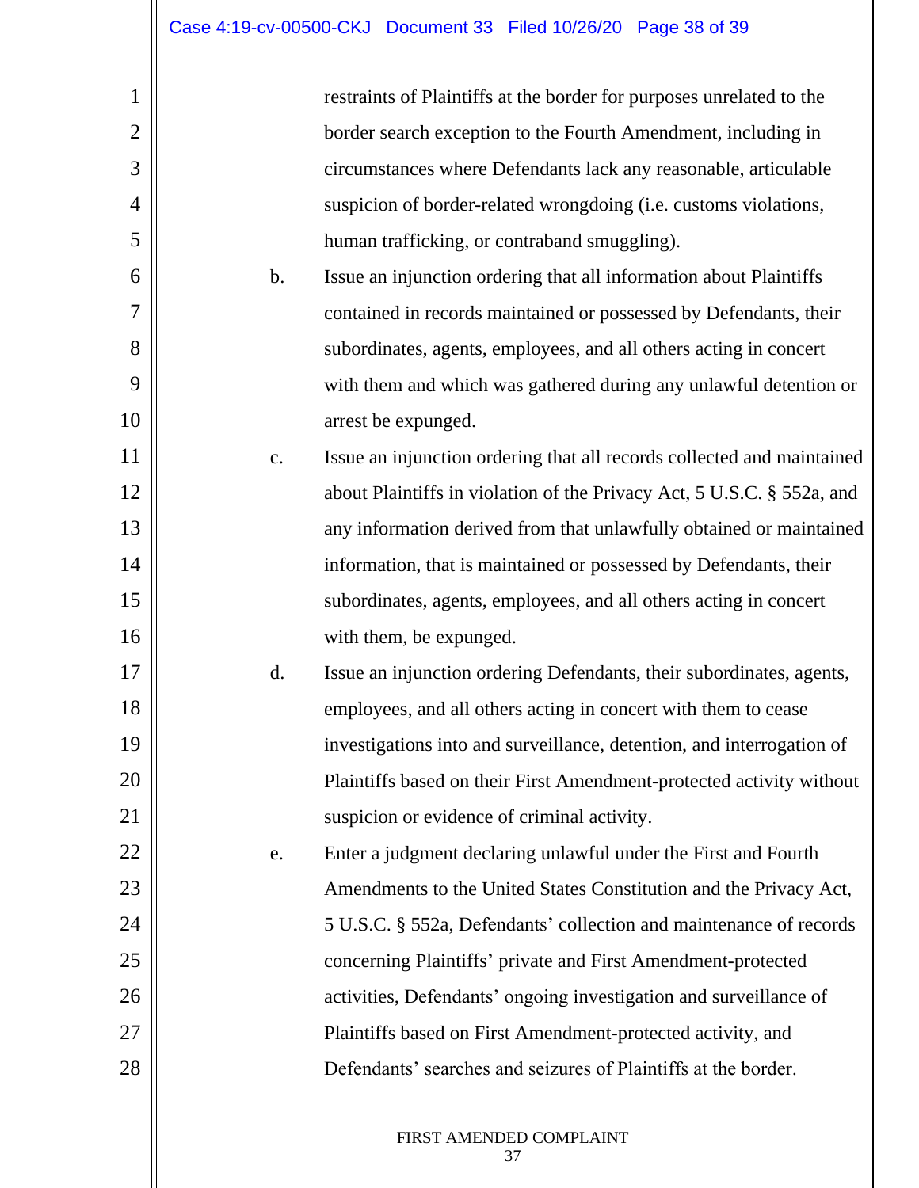restraints of Plaintiffs at the border for purposes unrelated to the border search exception to the Fourth Amendment, including in circumstances where Defendants lack any reasonable, articulable suspicion of border-related wrongdoing (i.e. customs violations, human trafficking, or contraband smuggling).

b. Issue an injunction ordering that all information about Plaintiffs contained in records maintained or possessed by Defendants, their subordinates, agents, employees, and all others acting in concert with them and which was gathered during any unlawful detention or arrest be expunged.

c. Issue an injunction ordering that all records collected and maintained about Plaintiffs in violation of the Privacy Act, 5 U.S.C. § 552a, and any information derived from that unlawfully obtained or maintained information, that is maintained or possessed by Defendants, their subordinates, agents, employees, and all others acting in concert with them, be expunged.

d. Issue an injunction ordering Defendants, their subordinates, agents, employees, and all others acting in concert with them to cease investigations into and surveillance, detention, and interrogation of Plaintiffs based on their First Amendment-protected activity without suspicion or evidence of criminal activity.

e. Enter a judgment declaring unlawful under the First and Fourth Amendments to the United States Constitution and the Privacy Act, 5 U.S.C. § 552a, Defendants' collection and maintenance of records concerning Plaintiffs' private and First Amendment-protected activities, Defendants' ongoing investigation and surveillance of Plaintiffs based on First Amendment-protected activity, and Defendants' searches and seizures of Plaintiffs at the border.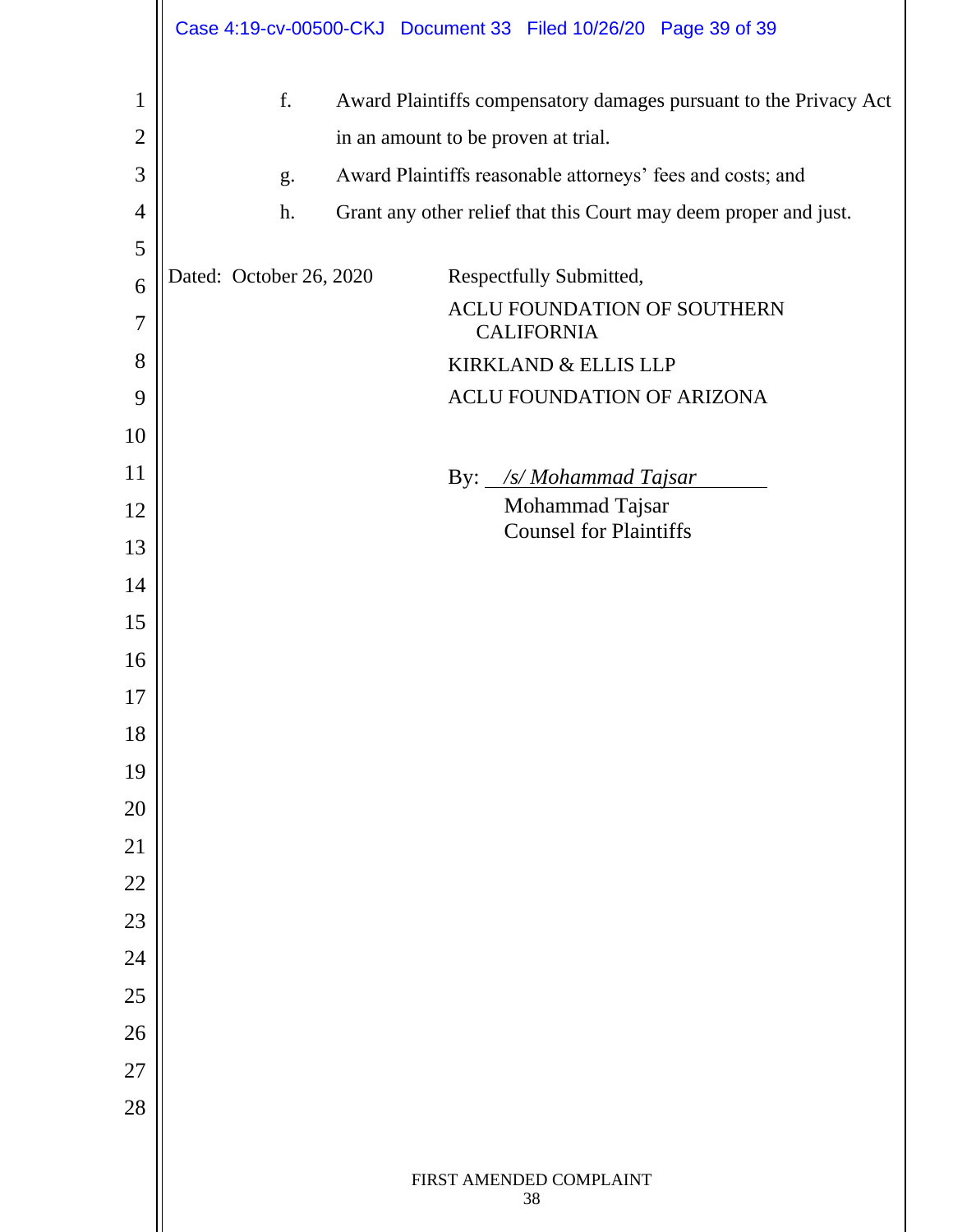f. Award Plaintiffs compensatory damages pursuant to the Privacy Act in an amount to be proven at trial.

g. Award Plaintiffs reasonable attorneys' fees and costs; and

h. Grant any other relief that this Court may deem proper and just.

Dated: October 26, 2020

Respectfully Submitted,

ACLU FOUNDATION OF SOUTHERN CALIFORNIA

KIRKLAND & ELLIS LLP

ACLU FOUNDATION OF ARIZONA

By: */s/ Mohammad Tajsar*

Mohammad Tajsar
Counsel for Plaintiffs

FIRST AMENDED COMPLAINT